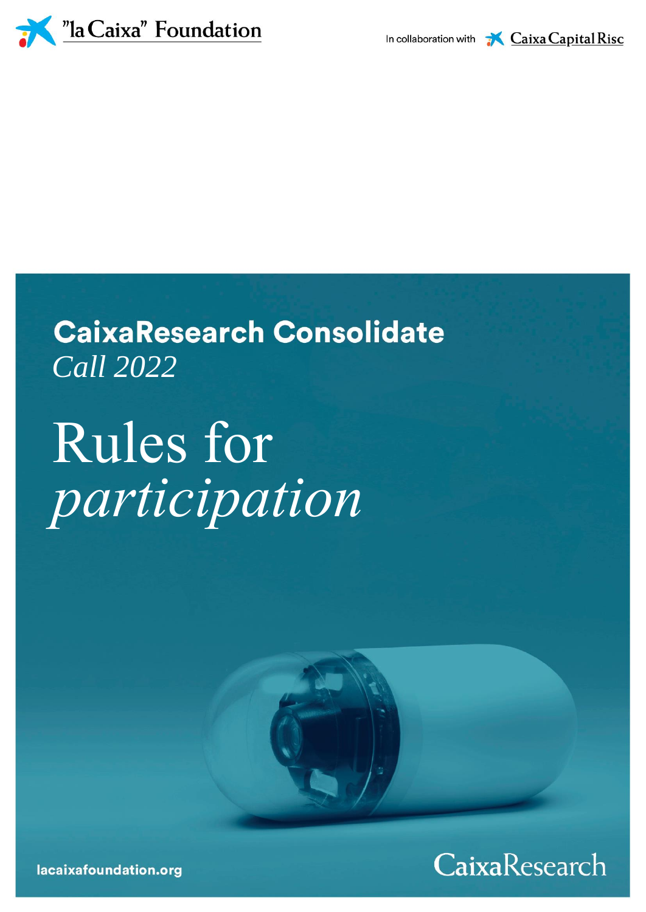"la Caixa" Foundation

In collaboration with Caixa Capital Risc

# CaixaResearch Consolidate

*Call 2022*

# Rules for *participation*

lacaixafoundation.org

CaixaResearch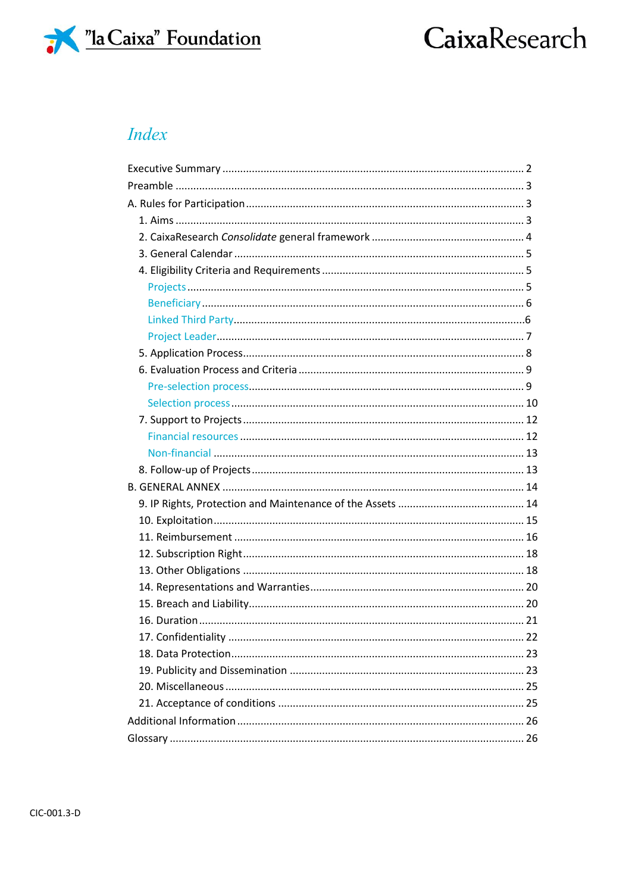# Index

Executive Summary ........ 2
Preamble ........ 3
A. Rules for Participation ........ 3
- 1. Aims ........ 3
- 2. CaixaResearch *Consolidate* general framework ........ 4
- 3. General Calendar ........ 5
- 4. Eligibility Criteria and Requirements ........ 5
  - Projects ........ 5
  - Beneficiary ........ 6
  - Linked Third Party ........ 6
  - Project Leader ........ 7
- 5. Application Process ........ 8
- 6. Evaluation Process and Criteria ........ 9
  - Pre-selection process ........ 9
  - Selection process ........ 10
- 7. Support to Projects ........ 12
  - Financial resources ........ 12
  - Non-financial ........ 13
- 8. Follow-up of Projects ........ 13

B. GENERAL ANNEX ........ 14
- 9. IP Rights, Protection and Maintenance of the Assets ........ 14
- 10. Exploitation ........ 15
- 11. Reimbursement ........ 16
- 12. Subscription Right ........ 18
- 13. Other Obligations ........ 18
- 14. Representations and Warranties ........ 20
- 15. Breach and Liability ........ 20
- 16. Duration ........ 21
- 17. Confidentiality ........ 22
- 18. Data Protection ........ 23
- 19. Publicity and Dissemination ........ 23
- 20. Miscellaneous ........ 25
- 21. Acceptance of conditions ........ 25

Additional Information ........ 26
Glossary ........ 26

CIC-001.3-D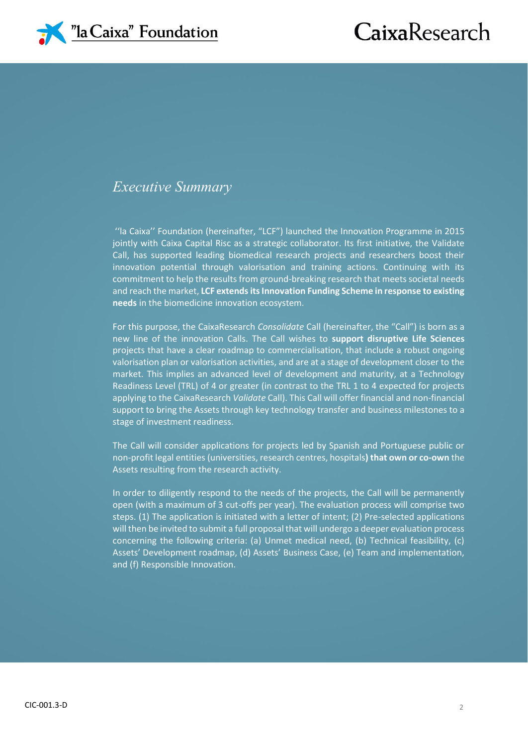## *Executive Summary*

''la Caixa'' Foundation (hereinafter, "LCF") launched the Innovation Programme in 2015 jointly with Caixa Capital Risc as a strategic collaborator. Its first initiative, the Validate Call, has supported leading biomedical research projects and researchers boost their innovation potential through valorisation and training actions. Continuing with its commitment to help the results from ground-breaking research that meets societal needs and reach the market, **LCF extends its Innovation Funding Scheme in response to existing needs** in the biomedicine innovation ecosystem.

For this purpose, the CaixaResearch *Consolidate* Call (hereinafter, the "Call") is born as a new line of the innovation Calls. The Call wishes to **support disruptive Life Sciences** projects that have a clear roadmap to commercialisation, that include a robust ongoing valorisation plan or valorisation activities, and are at a stage of development closer to the market. This implies an advanced level of development and maturity, at a Technology Readiness Level (TRL) of 4 or greater (in contrast to the TRL 1 to 4 expected for projects applying to the CaixaResearch *Validate* Call). This Call will offer financial and non-financial support to bring the Assets through key technology transfer and business milestones to a stage of investment readiness.

The Call will consider applications for projects led by Spanish and Portuguese public or non-profit legal entities (universities, research centres, hospitals**) that own or co-own** the Assets resulting from the research activity.

In order to diligently respond to the needs of the projects, the Call will be permanently open (with a maximum of 3 cut-offs per year). The evaluation process will comprise two steps. (1) The application is initiated with a letter of intent; (2) Pre-selected applications will then be invited to submit a full proposal that will undergo a deeper evaluation process concerning the following criteria: (a) Unmet medical need, (b) Technical feasibility, (c) Assets' Development roadmap, (d) Assets' Business Case, (e) Team and implementation, and (f) Responsible Innovation.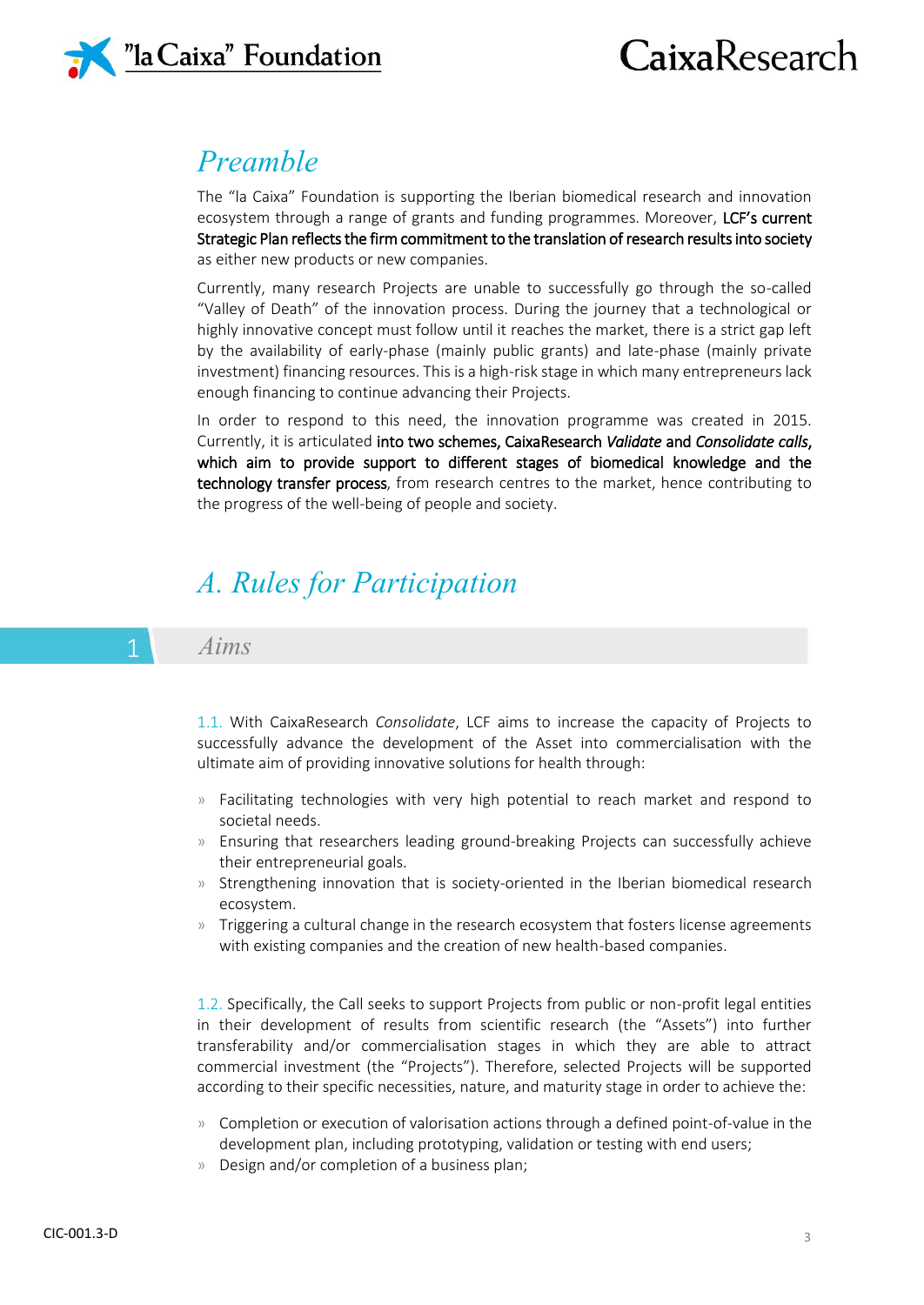# Preamble

The "la Caixa" Foundation is supporting the Iberian biomedical research and innovation ecosystem through a range of grants and funding programmes. Moreover, LCF's current Strategic Plan reflects the firm commitment to the translation of research results into society as either new products or new companies.

Currently, many research Projects are unable to successfully go through the so-called "Valley of Death" of the innovation process. During the journey that a technological or highly innovative concept must follow until it reaches the market, there is a strict gap left by the availability of early-phase (mainly public grants) and late-phase (mainly private investment) financing resources. This is a high-risk stage in which many entrepreneurs lack enough financing to continue advancing their Projects.

In order to respond to this need, the innovation programme was created in 2015. Currently, it is articulated into two schemes, CaixaResearch *Validate* and *Consolidate calls*, which aim to provide support to different stages of biomedical knowledge and the technology transfer process, from research centres to the market, hence contributing to the progress of the well-being of people and society.

# A. Rules for Participation

## 1 Aims

1.1. With CaixaResearch *Consolidate*, LCF aims to increase the capacity of Projects to successfully advance the development of the Asset into commercialisation with the ultimate aim of providing innovative solutions for health through:

- Facilitating technologies with very high potential to reach market and respond to societal needs.
- Ensuring that researchers leading ground-breaking Projects can successfully achieve their entrepreneurial goals.
- Strengthening innovation that is society-oriented in the Iberian biomedical research ecosystem.
- Triggering a cultural change in the research ecosystem that fosters license agreements with existing companies and the creation of new health-based companies.

1.2. Specifically, the Call seeks to support Projects from public or non-profit legal entities in their development of results from scientific research (the "Assets") into further transferability and/or commercialisation stages in which they are able to attract commercial investment (the "Projects"). Therefore, selected Projects will be supported according to their specific necessities, nature, and maturity stage in order to achieve the:

- Completion or execution of valorisation actions through a defined point-of-value in the development plan, including prototyping, validation or testing with end users;
- Design and/or completion of a business plan;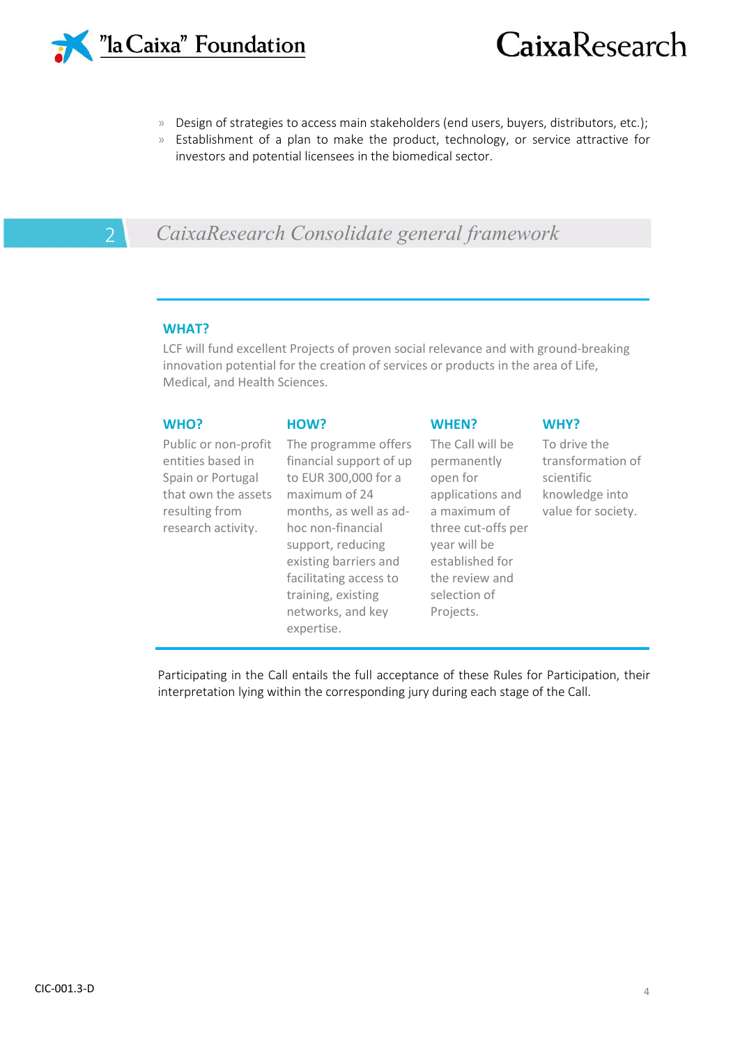- Design of strategies to access main stakeholders (end users, buyers, distributors, etc.);
- Establishment of a plan to make the product, technology, or service attractive for investors and potential licensees in the biomedical sector.

## 2 *CaixaResearch Consolidate general framework*

**WHAT?**

LCF will fund excellent Projects of proven social relevance and with ground-breaking innovation potential for the creation of services or products in the area of Life, Medical, and Health Sciences.

**WHO?**

Public or non-profit entities based in Spain or Portugal that own the assets resulting from research activity.

**HOW?**

The programme offers financial support of up to EUR 300,000 for a maximum of 24 months, as well as ad-hoc non-financial support, reducing existing barriers and facilitating access to training, existing networks, and key expertise.

**WHEN?**

The Call will be permanently open for applications and a maximum of three cut-offs per year will be established for the review and selection of Projects.

**WHY?**

To drive the transformation of scientific knowledge into value for society.

Participating in the Call entails the full acceptance of these Rules for Participation, their interpretation lying within the corresponding jury during each stage of the Call.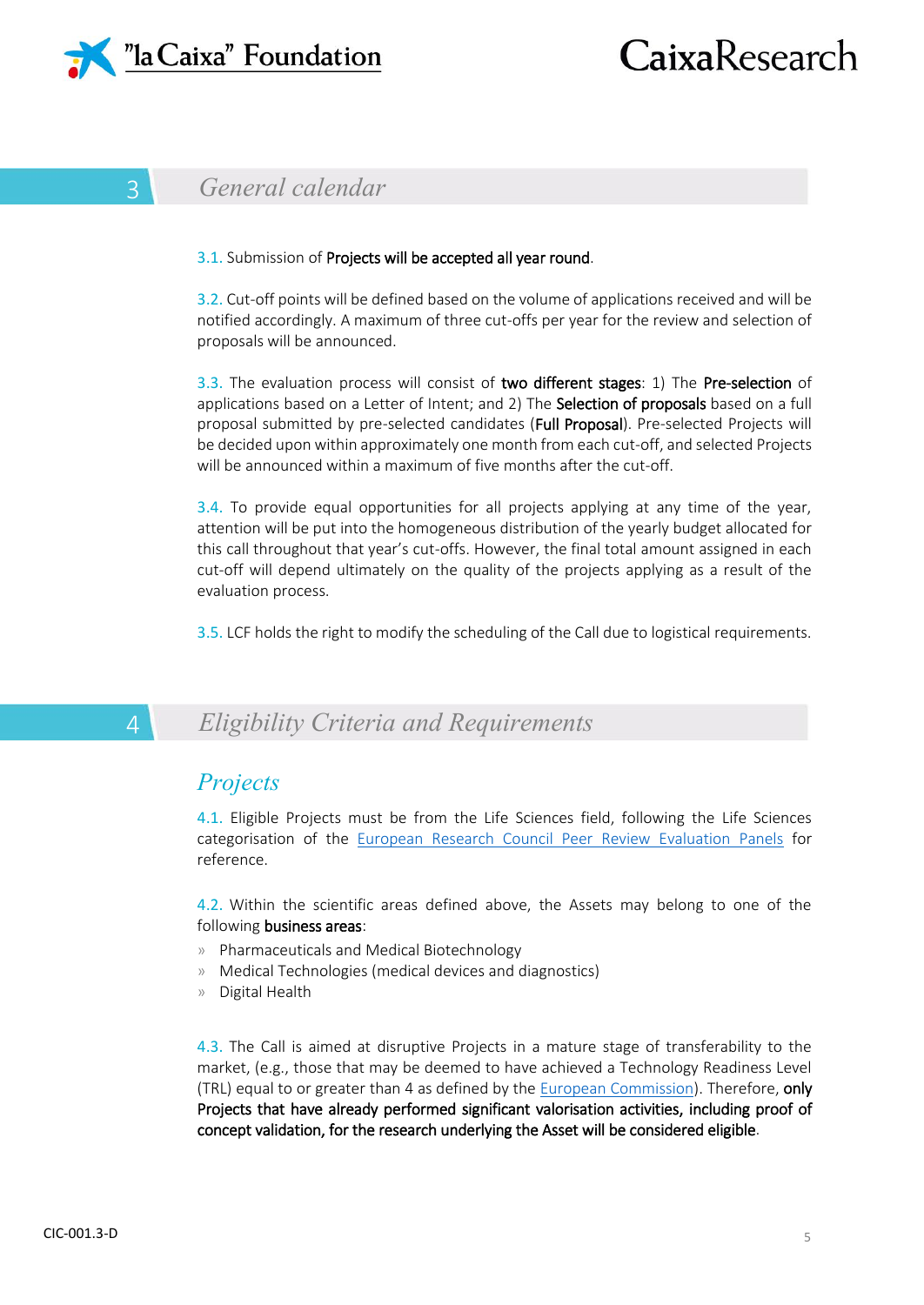## 3 General calendar

3.1. Submission of **Projects will be accepted all year round**.

3.2. Cut-off points will be defined based on the volume of applications received and will be notified accordingly. A maximum of three cut-offs per year for the review and selection of proposals will be announced.

3.3. The evaluation process will consist of **two different stages**: 1) The **Pre-selection** of applications based on a Letter of Intent; and 2) The **Selection of proposals** based on a full proposal submitted by pre-selected candidates (**Full Proposal**). Pre-selected Projects will be decided upon within approximately one month from each cut-off, and selected Projects will be announced within a maximum of five months after the cut-off.

3.4. To provide equal opportunities for all projects applying at any time of the year, attention will be put into the homogeneous distribution of the yearly budget allocated for this call throughout that year's cut-offs. However, the final total amount assigned in each cut-off will depend ultimately on the quality of the projects applying as a result of the evaluation process.

3.5. LCF holds the right to modify the scheduling of the Call due to logistical requirements.

## 4 Eligibility Criteria and Requirements

### Projects

4.1. Eligible Projects must be from the Life Sciences field, following the Life Sciences categorisation of the European Research Council Peer Review Evaluation Panels for reference.

4.2. Within the scientific areas defined above, the Assets may belong to one of the following **business areas**:

- Pharmaceuticals and Medical Biotechnology
- Medical Technologies (medical devices and diagnostics)
- Digital Health

4.3. The Call is aimed at disruptive Projects in a mature stage of transferability to the market, (e.g., those that may be deemed to have achieved a Technology Readiness Level (TRL) equal to or greater than 4 as defined by the European Commission). Therefore, **only Projects that have already performed significant valorisation activities, including proof of concept validation, for the research underlying the Asset will be considered eligible**.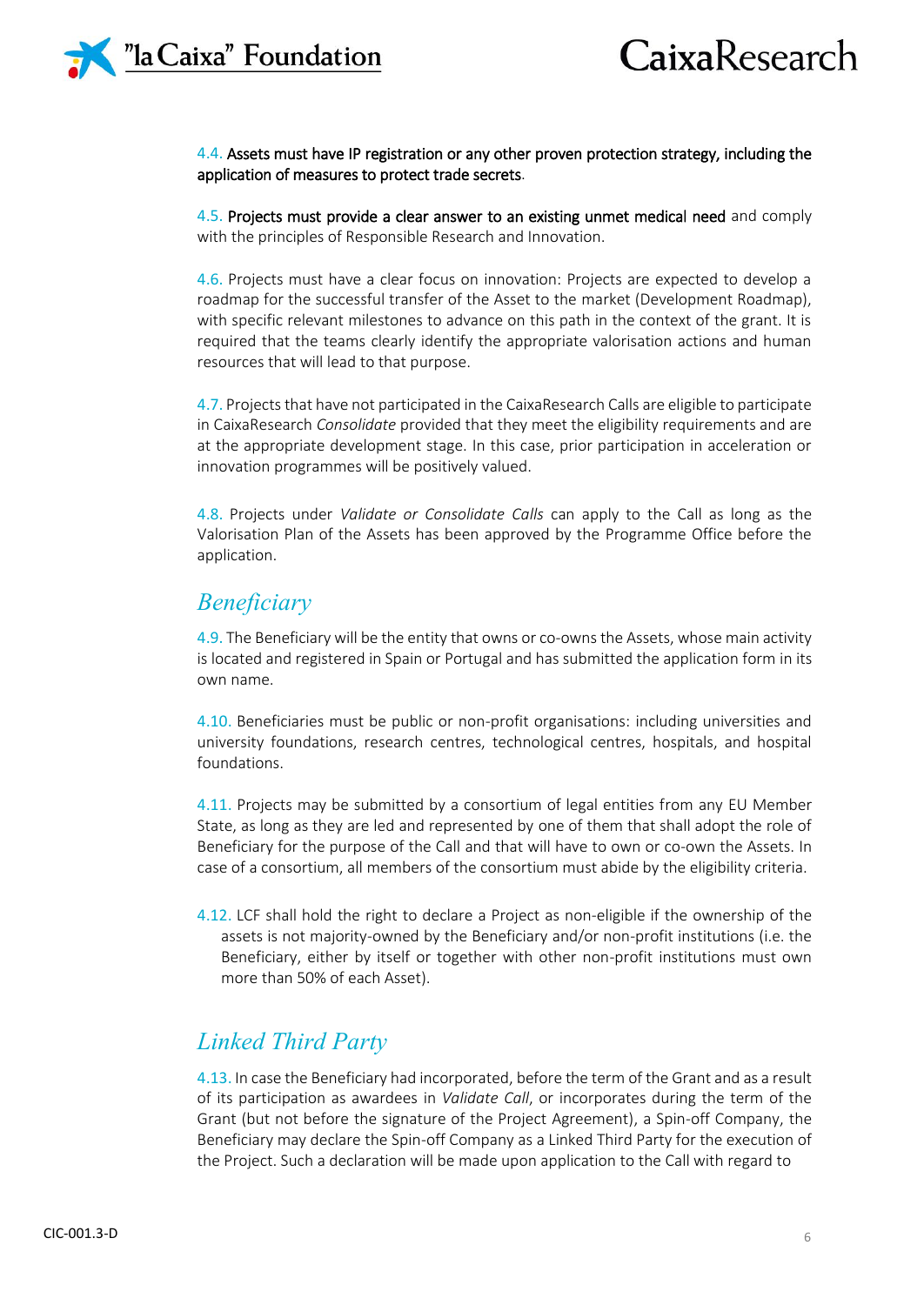4.4. **Assets must have IP registration or any other proven protection strategy, including the application of measures to protect trade secrets**.

4.5. **Projects must provide a clear answer to an existing unmet medical need** and comply with the principles of Responsible Research and Innovation.

4.6. Projects must have a clear focus on innovation: Projects are expected to develop a roadmap for the successful transfer of the Asset to the market (Development Roadmap), with specific relevant milestones to advance on this path in the context of the grant. It is required that the teams clearly identify the appropriate valorisation actions and human resources that will lead to that purpose.

4.7. Projects that have not participated in the CaixaResearch Calls are eligible to participate in CaixaResearch *Consolidate* provided that they meet the eligibility requirements and are at the appropriate development stage. In this case, prior participation in acceleration or innovation programmes will be positively valued.

4.8. Projects under *Validate or Consolidate Calls* can apply to the Call as long as the Valorisation Plan of the Assets has been approved by the Programme Office before the application.

## *Beneficiary*

4.9. The Beneficiary will be the entity that owns or co-owns the Assets, whose main activity is located and registered in Spain or Portugal and has submitted the application form in its own name.

4.10. Beneficiaries must be public or non-profit organisations: including universities and university foundations, research centres, technological centres, hospitals, and hospital foundations.

4.11. Projects may be submitted by a consortium of legal entities from any EU Member State, as long as they are led and represented by one of them that shall adopt the role of Beneficiary for the purpose of the Call and that will have to own or co-own the Assets. In case of a consortium, all members of the consortium must abide by the eligibility criteria.

4.12. LCF shall hold the right to declare a Project as non-eligible if the ownership of the assets is not majority-owned by the Beneficiary and/or non-profit institutions (i.e. the Beneficiary, either by itself or together with other non-profit institutions must own more than 50% of each Asset).

## *Linked Third Party*

4.13. In case the Beneficiary had incorporated, before the term of the Grant and as a result of its participation as awardees in *Validate Call*, or incorporates during the term of the Grant (but not before the signature of the Project Agreement), a Spin-off Company, the Beneficiary may declare the Spin-off Company as a Linked Third Party for the execution of the Project. Such a declaration will be made upon application to the Call with regard to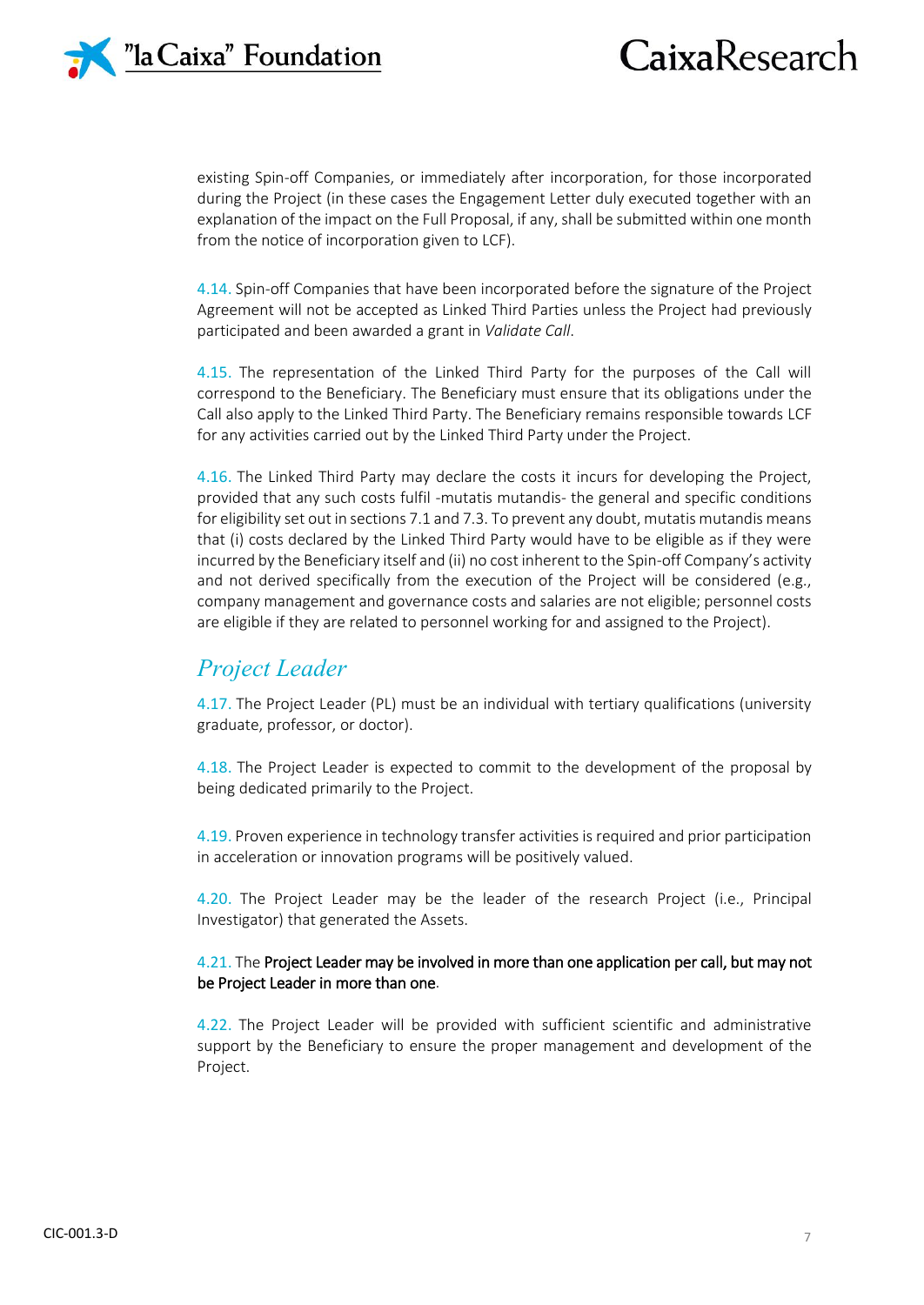existing Spin-off Companies, or immediately after incorporation, for those incorporated during the Project (in these cases the Engagement Letter duly executed together with an explanation of the impact on the Full Proposal, if any, shall be submitted within one month from the notice of incorporation given to LCF).

4.14. Spin-off Companies that have been incorporated before the signature of the Project Agreement will not be accepted as Linked Third Parties unless the Project had previously participated and been awarded a grant in *Validate Call*.

4.15. The representation of the Linked Third Party for the purposes of the Call will correspond to the Beneficiary. The Beneficiary must ensure that its obligations under the Call also apply to the Linked Third Party. The Beneficiary remains responsible towards LCF for any activities carried out by the Linked Third Party under the Project.

4.16. The Linked Third Party may declare the costs it incurs for developing the Project, provided that any such costs fulfil -mutatis mutandis- the general and specific conditions for eligibility set out in sections 7.1 and 7.3. To prevent any doubt, mutatis mutandis means that (i) costs declared by the Linked Third Party would have to be eligible as if they were incurred by the Beneficiary itself and (ii) no cost inherent to the Spin-off Company's activity and not derived specifically from the execution of the Project will be considered (e.g., company management and governance costs and salaries are not eligible; personnel costs are eligible if they are related to personnel working for and assigned to the Project).

## *Project Leader*

4.17. The Project Leader (PL) must be an individual with tertiary qualifications (university graduate, professor, or doctor).

4.18. The Project Leader is expected to commit to the development of the proposal by being dedicated primarily to the Project.

4.19. Proven experience in technology transfer activities is required and prior participation in acceleration or innovation programs will be positively valued.

4.20. The Project Leader may be the leader of the research Project (i.e., Principal Investigator) that generated the Assets.

4.21. The **Project Leader may be involved in more than one application per call, but may not be Project Leader in more than one**.

4.22. The Project Leader will be provided with sufficient scientific and administrative support by the Beneficiary to ensure the proper management and development of the Project.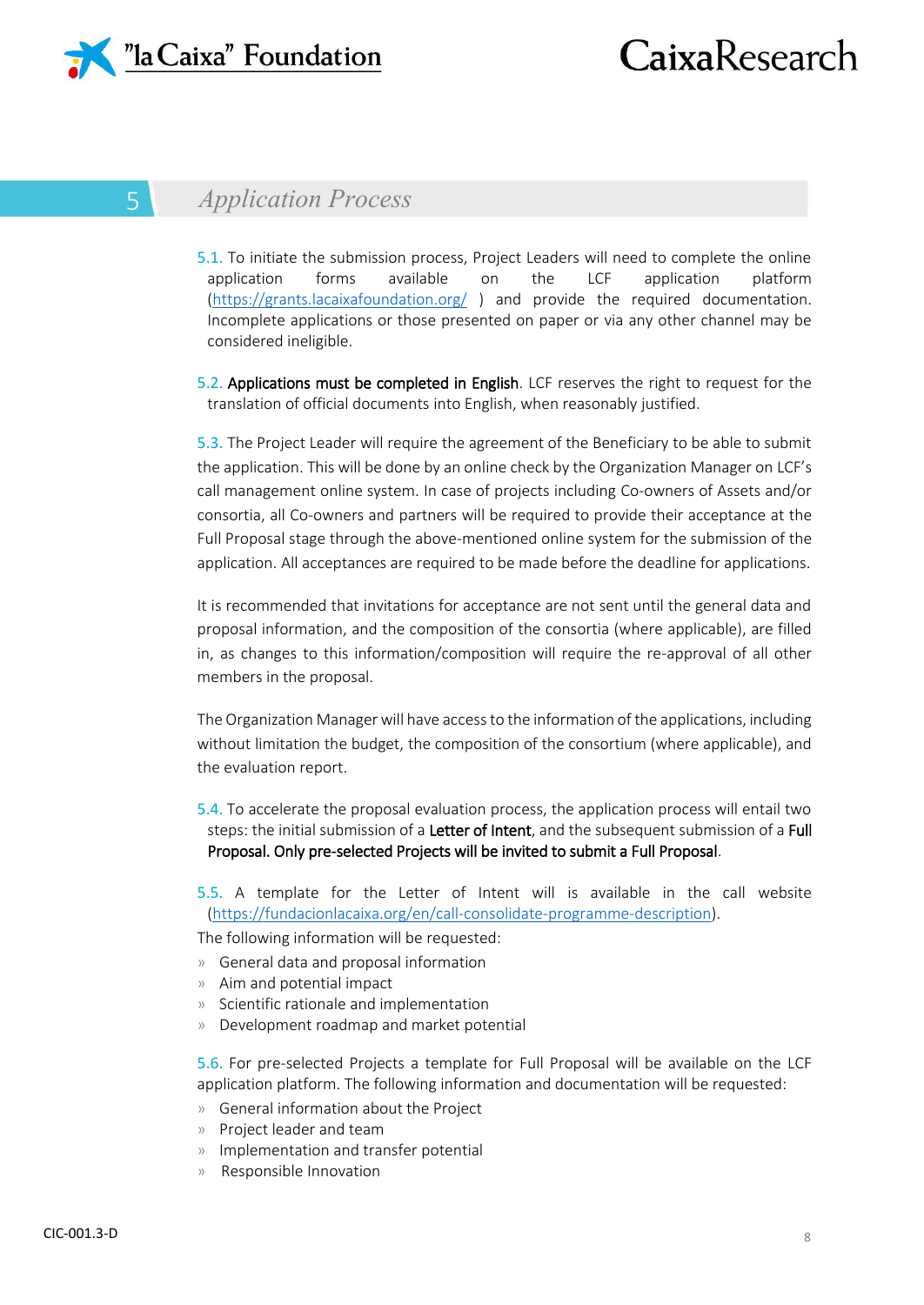# 5 Application Process

5.1. To initiate the submission process, Project Leaders will need to complete the online application forms available on the LCF application platform (https://grants.lacaixafoundation.org/ ) and provide the required documentation. Incomplete applications or those presented on paper or via any other channel may be considered ineligible.

5.2. **Applications must be completed in English**. LCF reserves the right to request for the translation of official documents into English, when reasonably justified.

5.3. The Project Leader will require the agreement of the Beneficiary to be able to submit the application. This will be done by an online check by the Organization Manager on LCF's call management online system. In case of projects including Co-owners of Assets and/or consortia, all Co-owners and partners will be required to provide their acceptance at the Full Proposal stage through the above-mentioned online system for the submission of the application. All acceptances are required to be made before the deadline for applications.

It is recommended that invitations for acceptance are not sent until the general data and proposal information, and the composition of the consortia (where applicable), are filled in, as changes to this information/composition will require the re-approval of all other members in the proposal.

The Organization Manager will have access to the information of the applications, including without limitation the budget, the composition of the consortium (where applicable), and the evaluation report.

5.4. To accelerate the proposal evaluation process, the application process will entail two steps: the initial submission of a **Letter of Intent**, and the subsequent submission of a **Full Proposal. Only pre-selected Projects will be invited to submit a Full Proposal**.

5.5. A template for the Letter of Intent will is available in the call website (https://fundacionlacaixa.org/en/call-consolidate-programme-description).

The following information will be requested:

- General data and proposal information
- Aim and potential impact
- Scientific rationale and implementation
- Development roadmap and market potential

5.6. For pre-selected Projects a template for Full Proposal will be available on the LCF application platform. The following information and documentation will be requested:

- General information about the Project
- Project leader and team
- Implementation and transfer potential
- Responsible Innovation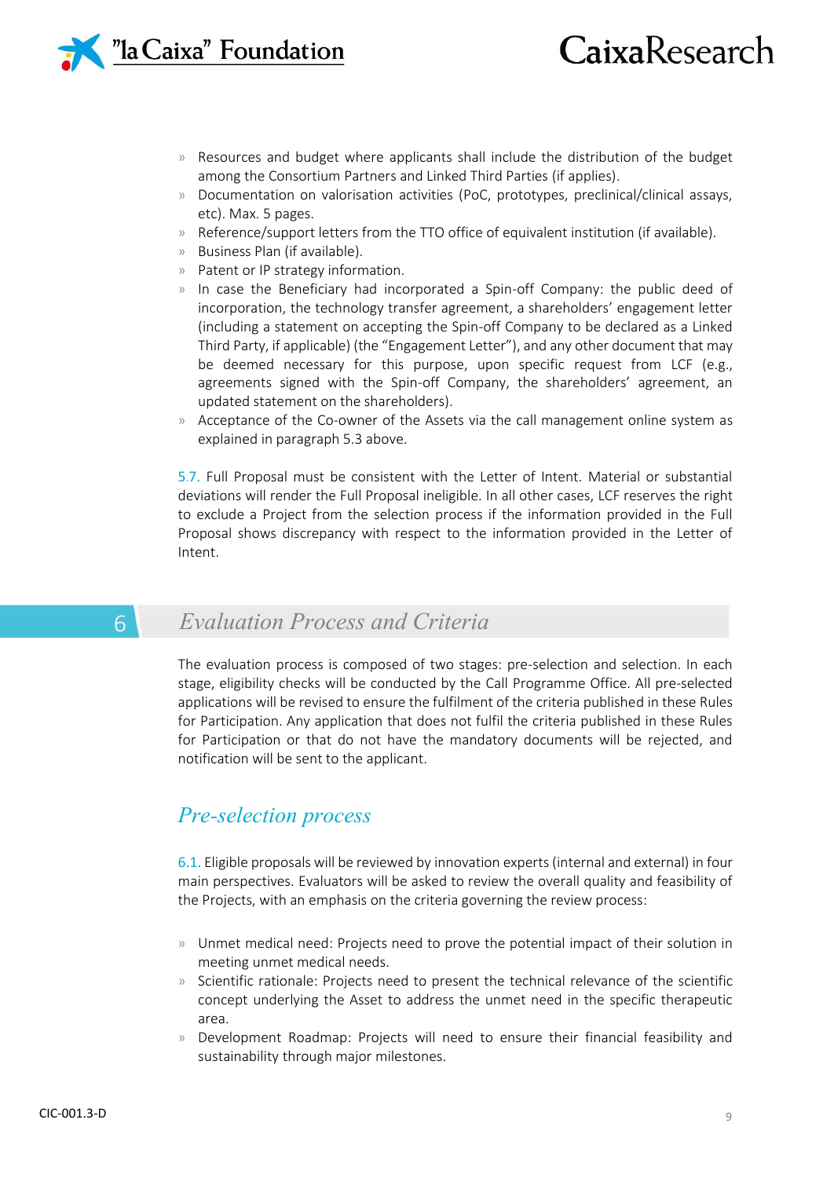- Resources and budget where applicants shall include the distribution of the budget among the Consortium Partners and Linked Third Parties (if applies).
- Documentation on valorisation activities (PoC, prototypes, preclinical/clinical assays, etc). Max. 5 pages.
- Reference/support letters from the TTO office of equivalent institution (if available).
- Business Plan (if available).
- Patent or IP strategy information.
- In case the Beneficiary had incorporated a Spin-off Company: the public deed of incorporation, the technology transfer agreement, a shareholders' engagement letter (including a statement on accepting the Spin-off Company to be declared as a Linked Third Party, if applicable) (the "Engagement Letter"), and any other document that may be deemed necessary for this purpose, upon specific request from LCF (e.g., agreements signed with the Spin-off Company, the shareholders' agreement, an updated statement on the shareholders).
- Acceptance of the Co-owner of the Assets via the call management online system as explained in paragraph 5.3 above.

5.7. Full Proposal must be consistent with the Letter of Intent. Material or substantial deviations will render the Full Proposal ineligible. In all other cases, LCF reserves the right to exclude a Project from the selection process if the information provided in the Full Proposal shows discrepancy with respect to the information provided in the Letter of Intent.

# 6 *Evaluation Process and Criteria*

The evaluation process is composed of two stages: pre-selection and selection. In each stage, eligibility checks will be conducted by the Call Programme Office. All pre-selected applications will be revised to ensure the fulfilment of the criteria published in these Rules for Participation. Any application that does not fulfil the criteria published in these Rules for Participation or that do not have the mandatory documents will be rejected, and notification will be sent to the applicant.

## *Pre-selection process*

6.1. Eligible proposals will be reviewed by innovation experts (internal and external) in four main perspectives. Evaluators will be asked to review the overall quality and feasibility of the Projects, with an emphasis on the criteria governing the review process:

- Unmet medical need: Projects need to prove the potential impact of their solution in meeting unmet medical needs.
- Scientific rationale: Projects need to present the technical relevance of the scientific concept underlying the Asset to address the unmet need in the specific therapeutic area.
- Development Roadmap: Projects will need to ensure their financial feasibility and sustainability through major milestones.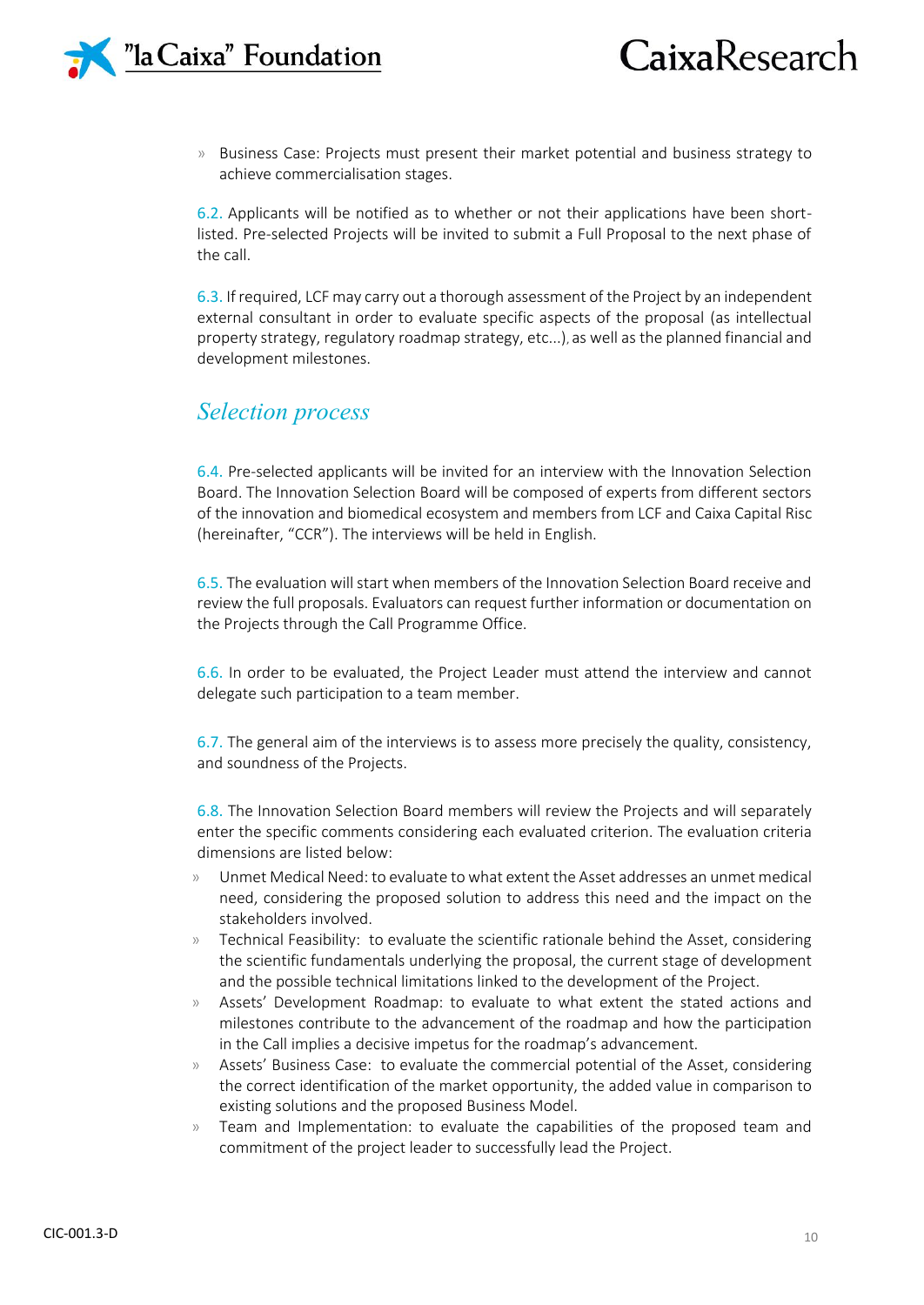- Business Case: Projects must present their market potential and business strategy to achieve commercialisation stages.

6.2. Applicants will be notified as to whether or not their applications have been short-listed. Pre-selected Projects will be invited to submit a Full Proposal to the next phase of the call.

6.3. If required, LCF may carry out a thorough assessment of the Project by an independent external consultant in order to evaluate specific aspects of the proposal (as intellectual property strategy, regulatory roadmap strategy, etc...), as well as the planned financial and development milestones.

## *Selection process*

6.4. Pre-selected applicants will be invited for an interview with the Innovation Selection Board. The Innovation Selection Board will be composed of experts from different sectors of the innovation and biomedical ecosystem and members from LCF and Caixa Capital Risc (hereinafter, "CCR"). The interviews will be held in English.

6.5. The evaluation will start when members of the Innovation Selection Board receive and review the full proposals. Evaluators can request further information or documentation on the Projects through the Call Programme Office.

6.6. In order to be evaluated, the Project Leader must attend the interview and cannot delegate such participation to a team member.

6.7. The general aim of the interviews is to assess more precisely the quality, consistency, and soundness of the Projects.

6.8. The Innovation Selection Board members will review the Projects and will separately enter the specific comments considering each evaluated criterion. The evaluation criteria dimensions are listed below:

- Unmet Medical Need: to evaluate to what extent the Asset addresses an unmet medical need, considering the proposed solution to address this need and the impact on the stakeholders involved.
- Technical Feasibility: to evaluate the scientific rationale behind the Asset, considering the scientific fundamentals underlying the proposal, the current stage of development and the possible technical limitations linked to the development of the Project.
- Assets' Development Roadmap: to evaluate to what extent the stated actions and milestones contribute to the advancement of the roadmap and how the participation in the Call implies a decisive impetus for the roadmap's advancement.
- Assets' Business Case: to evaluate the commercial potential of the Asset, considering the correct identification of the market opportunity, the added value in comparison to existing solutions and the proposed Business Model.
- Team and Implementation: to evaluate the capabilities of the proposed team and commitment of the project leader to successfully lead the Project.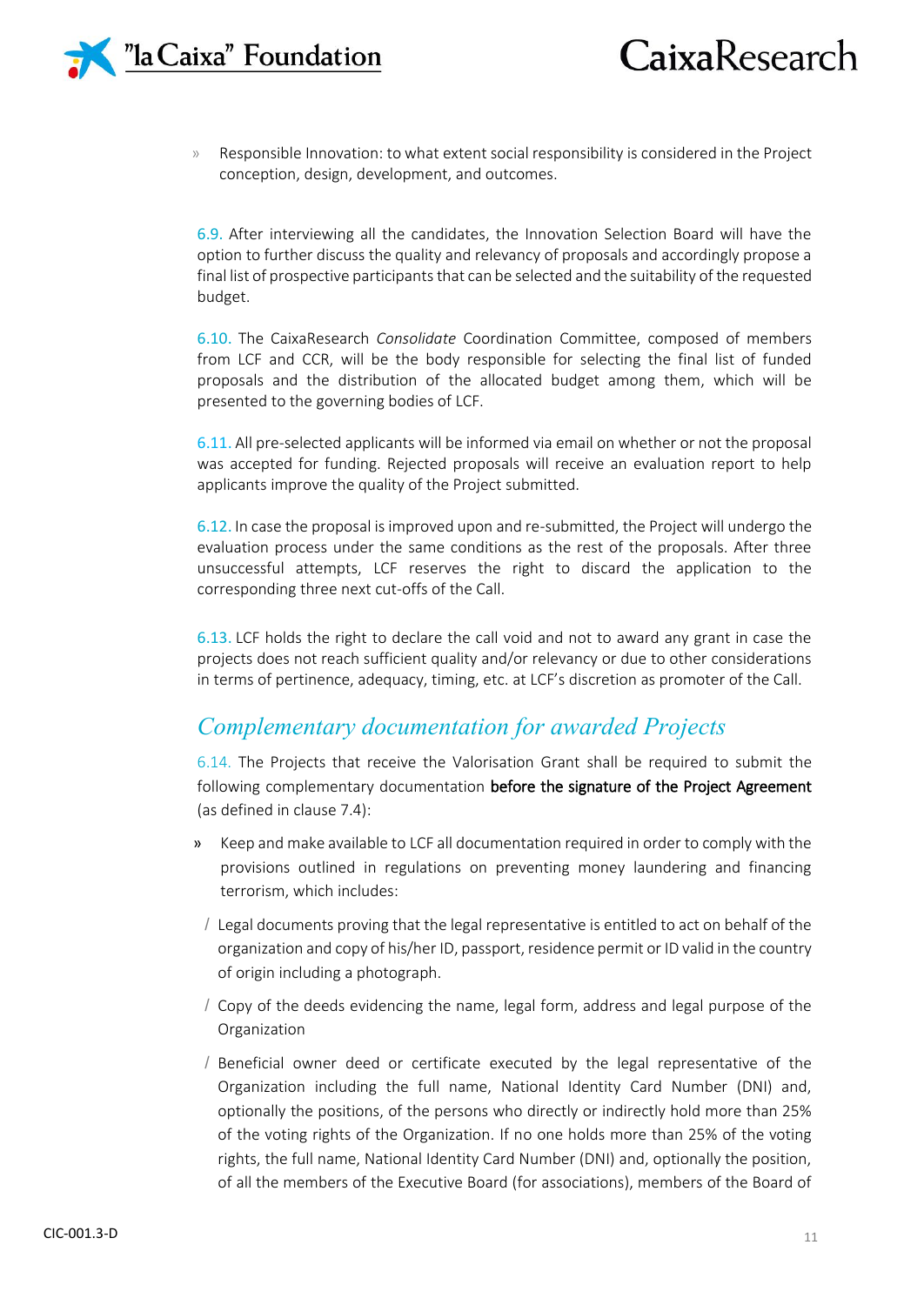- Responsible Innovation: to what extent social responsibility is considered in the Project conception, design, development, and outcomes.

6.9. After interviewing all the candidates, the Innovation Selection Board will have the option to further discuss the quality and relevancy of proposals and accordingly propose a final list of prospective participants that can be selected and the suitability of the requested budget.

6.10. The CaixaResearch *Consolidate* Coordination Committee, composed of members from LCF and CCR, will be the body responsible for selecting the final list of funded proposals and the distribution of the allocated budget among them, which will be presented to the governing bodies of LCF.

6.11. All pre-selected applicants will be informed via email on whether or not the proposal was accepted for funding. Rejected proposals will receive an evaluation report to help applicants improve the quality of the Project submitted.

6.12. In case the proposal is improved upon and re-submitted, the Project will undergo the evaluation process under the same conditions as the rest of the proposals. After three unsuccessful attempts, LCF reserves the right to discard the application to the corresponding three next cut-offs of the Call.

6.13. LCF holds the right to declare the call void and not to award any grant in case the projects does not reach sufficient quality and/or relevancy or due to other considerations in terms of pertinence, adequacy, timing, etc. at LCF's discretion as promoter of the Call.

## *Complementary documentation for awarded Projects*

6.14. The Projects that receive the Valorisation Grant shall be required to submit the following complementary documentation **before the signature of the Project Agreement** (as defined in clause 7.4):

- Keep and make available to LCF all documentation required in order to comply with the provisions outlined in regulations on preventing money laundering and financing terrorism, which includes:
  - Legal documents proving that the legal representative is entitled to act on behalf of the organization and copy of his/her ID, passport, residence permit or ID valid in the country of origin including a photograph.
  - Copy of the deeds evidencing the name, legal form, address and legal purpose of the Organization
  - Beneficial owner deed or certificate executed by the legal representative of the Organization including the full name, National Identity Card Number (DNI) and, optionally the positions, of the persons who directly or indirectly hold more than 25% of the voting rights of the Organization. If no one holds more than 25% of the voting rights, the full name, National Identity Card Number (DNI) and, optionally the position, of all the members of the Executive Board (for associations), members of the Board of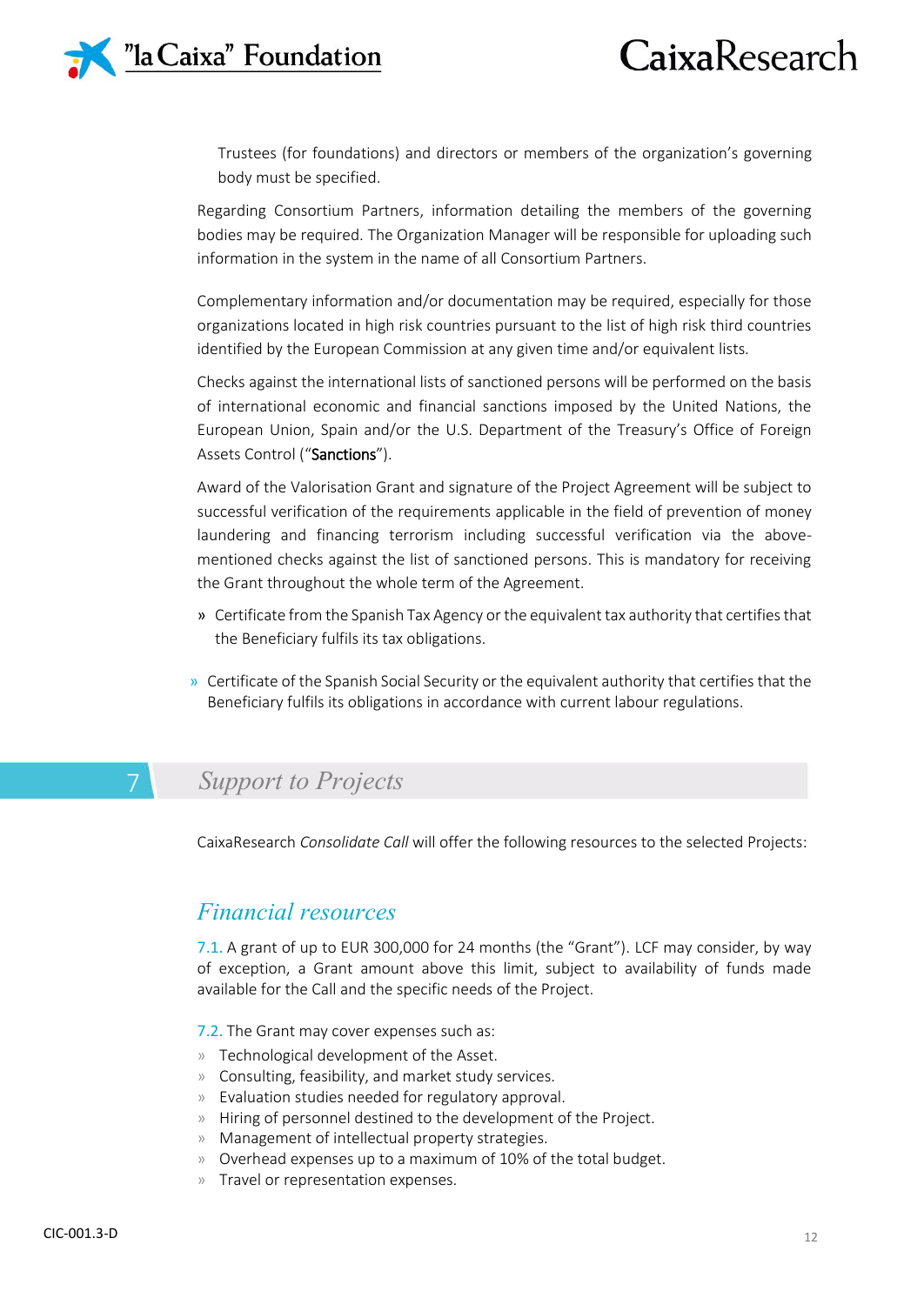Trustees (for foundations) and directors or members of the organization's governing body must be specified.

Regarding Consortium Partners, information detailing the members of the governing bodies may be required. The Organization Manager will be responsible for uploading such information in the system in the name of all Consortium Partners.

Complementary information and/or documentation may be required, especially for those organizations located in high risk countries pursuant to the list of high risk third countries identified by the European Commission at any given time and/or equivalent lists.

Checks against the international lists of sanctioned persons will be performed on the basis of international economic and financial sanctions imposed by the United Nations, the European Union, Spain and/or the U.S. Department of the Treasury's Office of Foreign Assets Control ("**Sanctions**").

Award of the Valorisation Grant and signature of the Project Agreement will be subject to successful verification of the requirements applicable in the field of prevention of money laundering and financing terrorism including successful verification via the above-mentioned checks against the list of sanctioned persons. This is mandatory for receiving the Grant throughout the whole term of the Agreement.

- Certificate from the Spanish Tax Agency or the equivalent tax authority that certifies that the Beneficiary fulfils its tax obligations.
- Certificate of the Spanish Social Security or the equivalent authority that certifies that the Beneficiary fulfils its obligations in accordance with current labour regulations.

# 7 *Support to Projects*

CaixaResearch *Consolidate Call* will offer the following resources to the selected Projects:

## *Financial resources*

7.1. A grant of up to EUR 300,000 for 24 months (the "Grant"). LCF may consider, by way of exception, a Grant amount above this limit, subject to availability of funds made available for the Call and the specific needs of the Project.

7.2. The Grant may cover expenses such as:

- Technological development of the Asset.
- Consulting, feasibility, and market study services.
- Evaluation studies needed for regulatory approval.
- Hiring of personnel destined to the development of the Project.
- Management of intellectual property strategies.
- Overhead expenses up to a maximum of 10% of the total budget.
- Travel or representation expenses.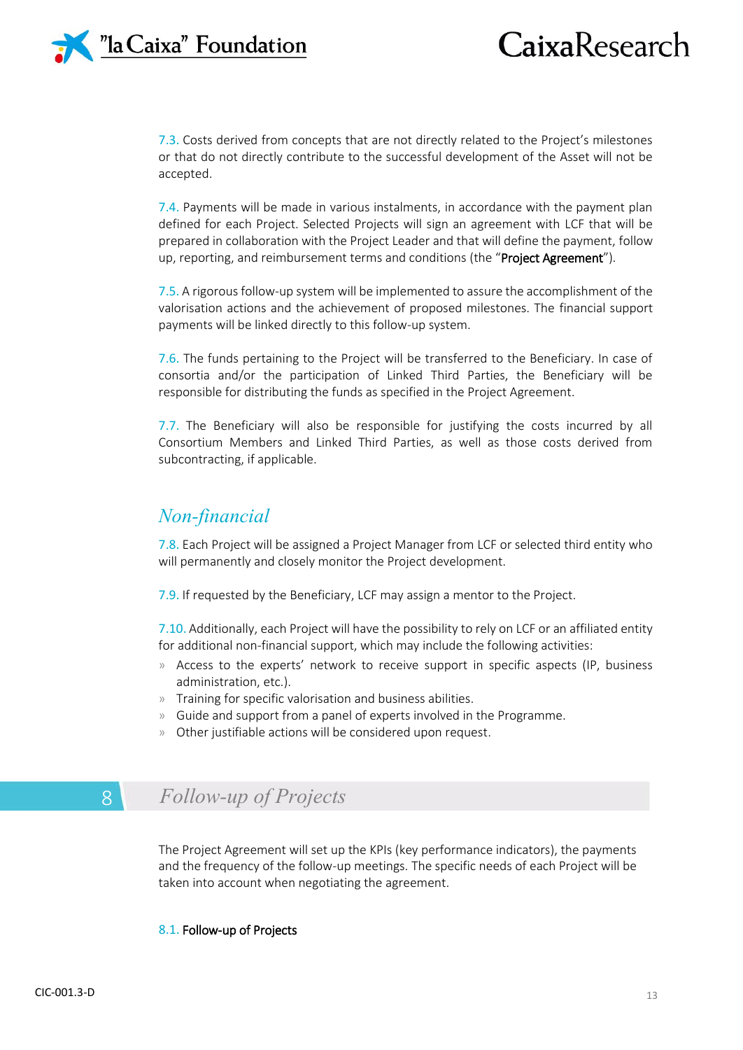7.3. Costs derived from concepts that are not directly related to the Project's milestones or that do not directly contribute to the successful development of the Asset will not be accepted.

7.4. Payments will be made in various instalments, in accordance with the payment plan defined for each Project. Selected Projects will sign an agreement with LCF that will be prepared in collaboration with the Project Leader and that will define the payment, follow up, reporting, and reimbursement terms and conditions (the "**Project Agreement**").

7.5. A rigorous follow-up system will be implemented to assure the accomplishment of the valorisation actions and the achievement of proposed milestones. The financial support payments will be linked directly to this follow-up system.

7.6. The funds pertaining to the Project will be transferred to the Beneficiary. In case of consortia and/or the participation of Linked Third Parties, the Beneficiary will be responsible for distributing the funds as specified in the Project Agreement.

7.7. The Beneficiary will also be responsible for justifying the costs incurred by all Consortium Members and Linked Third Parties, as well as those costs derived from subcontracting, if applicable.

### *Non-financial*

7.8. Each Project will be assigned a Project Manager from LCF or selected third entity who will permanently and closely monitor the Project development.

7.9. If requested by the Beneficiary, LCF may assign a mentor to the Project.

7.10. Additionally, each Project will have the possibility to rely on LCF or an affiliated entity for additional non-financial support, which may include the following activities:

- Access to the experts' network to receive support in specific aspects (IP, business administration, etc.).
- Training for specific valorisation and business abilities.
- Guide and support from a panel of experts involved in the Programme.
- Other justifiable actions will be considered upon request.

## 8 *Follow-up of Projects*

The Project Agreement will set up the KPIs (key performance indicators), the payments and the frequency of the follow-up meetings. The specific needs of each Project will be taken into account when negotiating the agreement.

8.1. **Follow-up of Projects**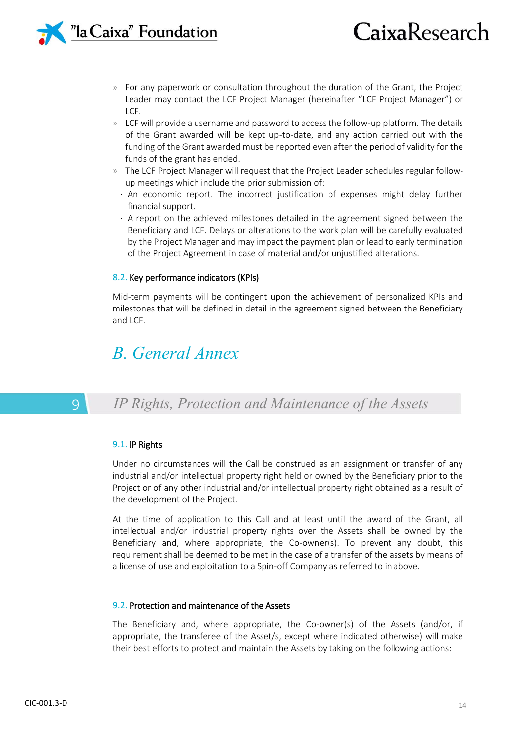- For any paperwork or consultation throughout the duration of the Grant, the Project Leader may contact the LCF Project Manager (hereinafter "LCF Project Manager") or LCF.
- LCF will provide a username and password to access the follow-up platform. The details of the Grant awarded will be kept up-to-date, and any action carried out with the funding of the Grant awarded must be reported even after the period of validity for the funds of the grant has ended.
- The LCF Project Manager will request that the Project Leader schedules regular follow-up meetings which include the prior submission of:
  - An economic report. The incorrect justification of expenses might delay further financial support.
  - A report on the achieved milestones detailed in the agreement signed between the Beneficiary and LCF. Delays or alterations to the work plan will be carefully evaluated by the Project Manager and may impact the payment plan or lead to early termination of the Project Agreement in case of material and/or unjustified alterations.

### 8.2. Key performance indicators (KPIs)

Mid-term payments will be contingent upon the achievement of personalized KPIs and milestones that will be defined in detail in the agreement signed between the Beneficiary and LCF.

# *B. General Annex*

## 9 *IP Rights, Protection and Maintenance of the Assets*

### 9.1. IP Rights

Under no circumstances will the Call be construed as an assignment or transfer of any industrial and/or intellectual property right held or owned by the Beneficiary prior to the Project or of any other industrial and/or intellectual property right obtained as a result of the development of the Project.

At the time of application to this Call and at least until the award of the Grant, all intellectual and/or industrial property rights over the Assets shall be owned by the Beneficiary and, where appropriate, the Co-owner(s). To prevent any doubt, this requirement shall be deemed to be met in the case of a transfer of the assets by means of a license of use and exploitation to a Spin-off Company as referred to in above.

### 9.2. Protection and maintenance of the Assets

The Beneficiary and, where appropriate, the Co-owner(s) of the Assets (and/or, if appropriate, the transferee of the Asset/s, except where indicated otherwise) will make their best efforts to protect and maintain the Assets by taking on the following actions: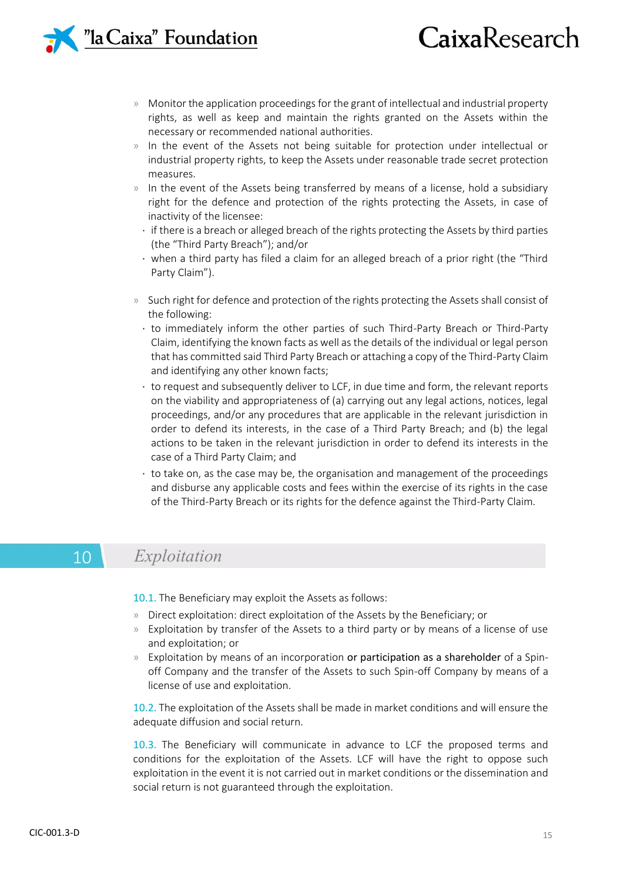- Monitor the application proceedings for the grant of intellectual and industrial property rights, as well as keep and maintain the rights granted on the Assets within the necessary or recommended national authorities.
- In the event of the Assets not being suitable for protection under intellectual or industrial property rights, to keep the Assets under reasonable trade secret protection measures.
- In the event of the Assets being transferred by means of a license, hold a subsidiary right for the defence and protection of the rights protecting the Assets, in case of inactivity of the licensee:
  - if there is a breach or alleged breach of the rights protecting the Assets by third parties (the "Third Party Breach"); and/or
  - when a third party has filed a claim for an alleged breach of a prior right (the "Third Party Claim").

- Such right for defence and protection of the rights protecting the Assets shall consist of the following:
  - to immediately inform the other parties of such Third-Party Breach or Third-Party Claim, identifying the known facts as well as the details of the individual or legal person that has committed said Third Party Breach or attaching a copy of the Third-Party Claim and identifying any other known facts;
  - to request and subsequently deliver to LCF, in due time and form, the relevant reports on the viability and appropriateness of (a) carrying out any legal actions, notices, legal proceedings, and/or any procedures that are applicable in the relevant jurisdiction in order to defend its interests, in the case of a Third Party Breach; and (b) the legal actions to be taken in the relevant jurisdiction in order to defend its interests in the case of a Third Party Claim; and
  - to take on, as the case may be, the organisation and management of the proceedings and disburse any applicable costs and fees within the exercise of its rights in the case of the Third-Party Breach or its rights for the defence against the Third-Party Claim.

## 10 *Exploitation*

10.1. The Beneficiary may exploit the Assets as follows:

- Direct exploitation: direct exploitation of the Assets by the Beneficiary; or
- Exploitation by transfer of the Assets to a third party or by means of a license of use and exploitation; or
- Exploitation by means of an incorporation **or participation as a shareholder** of a Spin-off Company and the transfer of the Assets to such Spin-off Company by means of a license of use and exploitation.

10.2. The exploitation of the Assets shall be made in market conditions and will ensure the adequate diffusion and social return.

10.3. The Beneficiary will communicate in advance to LCF the proposed terms and conditions for the exploitation of the Assets. LCF will have the right to oppose such exploitation in the event it is not carried out in market conditions or the dissemination and social return is not guaranteed through the exploitation.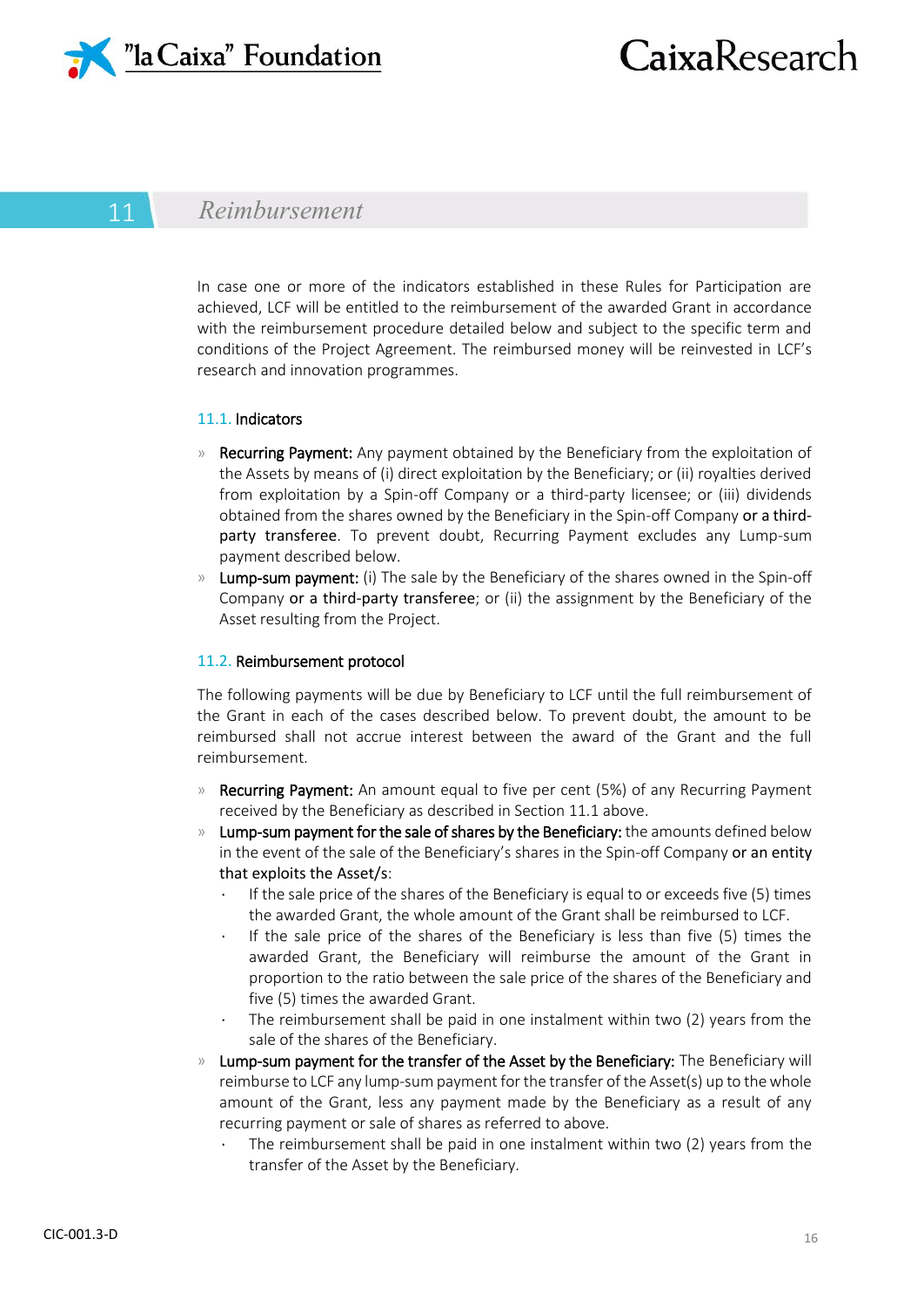## 11 Reimbursement

In case one or more of the indicators established in these Rules for Participation are achieved, LCF will be entitled to the reimbursement of the awarded Grant in accordance with the reimbursement procedure detailed below and subject to the specific term and conditions of the Project Agreement. The reimbursed money will be reinvested in LCF's research and innovation programmes.

### 11.1. Indicators

- **Recurring Payment:** Any payment obtained by the Beneficiary from the exploitation of the Assets by means of (i) direct exploitation by the Beneficiary; or (ii) royalties derived from exploitation by a Spin-off Company or a third-party licensee; or (iii) dividends obtained from the shares owned by the Beneficiary in the Spin-off Company **or a third-party transferee**. To prevent doubt, Recurring Payment excludes any Lump-sum payment described below.
- **Lump-sum payment:** (i) The sale by the Beneficiary of the shares owned in the Spin-off Company **or a third-party transferee**; or (ii) the assignment by the Beneficiary of the Asset resulting from the Project.

### 11.2. Reimbursement protocol

The following payments will be due by Beneficiary to LCF until the full reimbursement of the Grant in each of the cases described below. To prevent doubt, the amount to be reimbursed shall not accrue interest between the award of the Grant and the full reimbursement.

- **Recurring Payment:** An amount equal to five per cent (5%) of any Recurring Payment received by the Beneficiary as described in Section 11.1 above.
- **Lump-sum payment for the sale of shares by the Beneficiary:** the amounts defined below in the event of the sale of the Beneficiary's shares in the Spin-off Company **or an entity that exploits the Asset/s**:
  - If the sale price of the shares of the Beneficiary is equal to or exceeds five (5) times the awarded Grant, the whole amount of the Grant shall be reimbursed to LCF.
  - If the sale price of the shares of the Beneficiary is less than five (5) times the awarded Grant, the Beneficiary will reimburse the amount of the Grant in proportion to the ratio between the sale price of the shares of the Beneficiary and five (5) times the awarded Grant.
  - The reimbursement shall be paid in one instalment within two (2) years from the sale of the shares of the Beneficiary.
- **Lump-sum payment for the transfer of the Asset by the Beneficiary:** The Beneficiary will reimburse to LCF any lump-sum payment for the transfer of the Asset(s) up to the whole amount of the Grant, less any payment made by the Beneficiary as a result of any recurring payment or sale of shares as referred to above.
  - The reimbursement shall be paid in one instalment within two (2) years from the transfer of the Asset by the Beneficiary.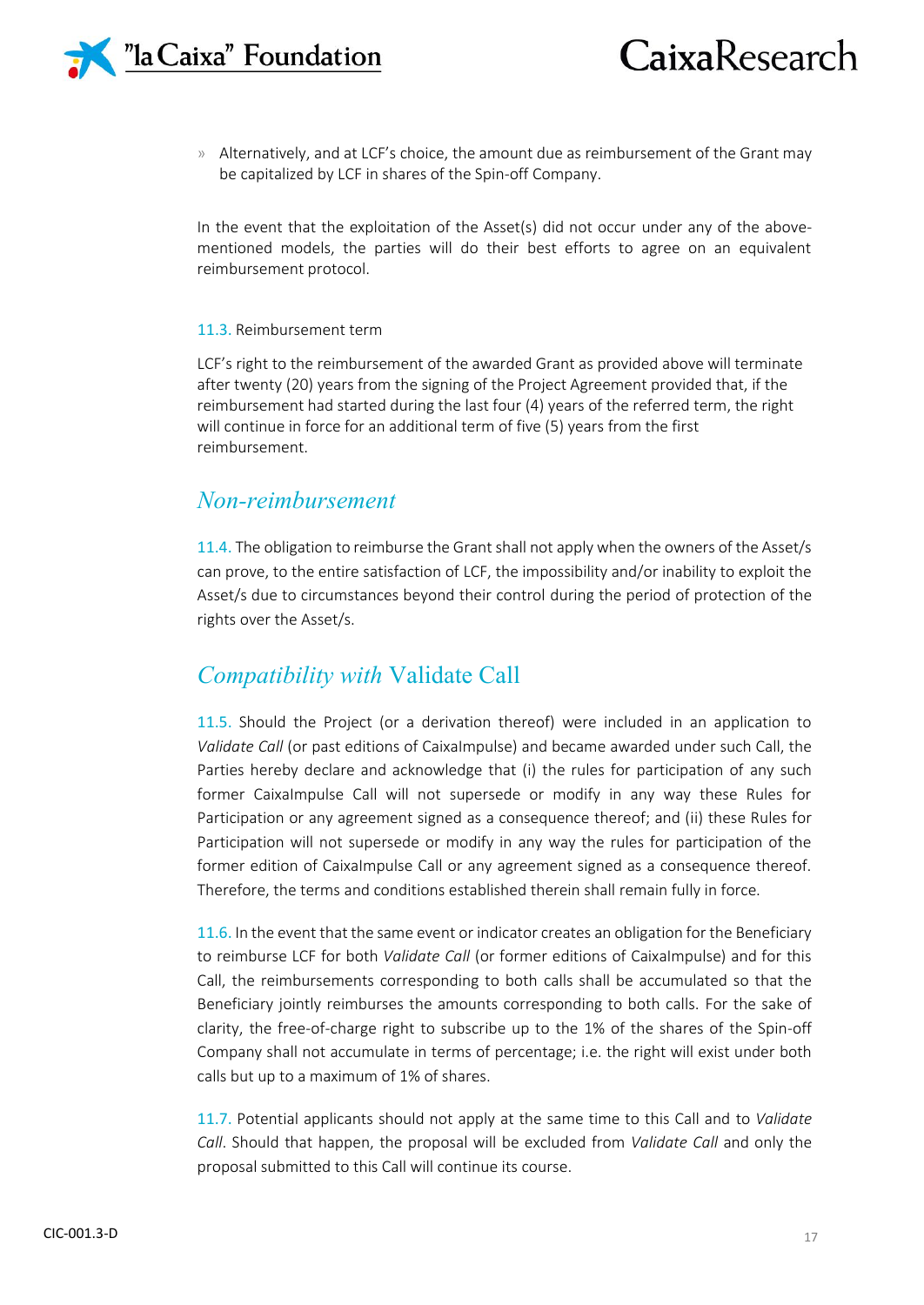- Alternatively, and at LCF's choice, the amount due as reimbursement of the Grant may be capitalized by LCF in shares of the Spin-off Company.

In the event that the exploitation of the Asset(s) did not occur under any of the above-mentioned models, the parties will do their best efforts to agree on an equivalent reimbursement protocol.

11.3. Reimbursement term

LCF's right to the reimbursement of the awarded Grant as provided above will terminate after twenty (20) years from the signing of the Project Agreement provided that, if the reimbursement had started during the last four (4) years of the referred term, the right will continue in force for an additional term of five (5) years from the first reimbursement.

## *Non-reimbursement*

11.4. The obligation to reimburse the Grant shall not apply when the owners of the Asset/s can prove, to the entire satisfaction of LCF, the impossibility and/or inability to exploit the Asset/s due to circumstances beyond their control during the period of protection of the rights over the Asset/s.

## *Compatibility with* Validate Call

11.5. Should the Project (or a derivation thereof) were included in an application to *Validate Call* (or past editions of CaixaImpulse) and became awarded under such Call, the Parties hereby declare and acknowledge that (i) the rules for participation of any such former CaixaImpulse Call will not supersede or modify in any way these Rules for Participation or any agreement signed as a consequence thereof; and (ii) these Rules for Participation will not supersede or modify in any way the rules for participation of the former edition of CaixaImpulse Call or any agreement signed as a consequence thereof. Therefore, the terms and conditions established therein shall remain fully in force.

11.6. In the event that the same event or indicator creates an obligation for the Beneficiary to reimburse LCF for both *Validate Call* (or former editions of CaixaImpulse) and for this Call, the reimbursements corresponding to both calls shall be accumulated so that the Beneficiary jointly reimburses the amounts corresponding to both calls. For the sake of clarity, the free-of-charge right to subscribe up to the 1% of the shares of the Spin-off Company shall not accumulate in terms of percentage; i.e. the right will exist under both calls but up to a maximum of 1% of shares.

11.7. Potential applicants should not apply at the same time to this Call and to *Validate Call*. Should that happen, the proposal will be excluded from *Validate Call* and only the proposal submitted to this Call will continue its course.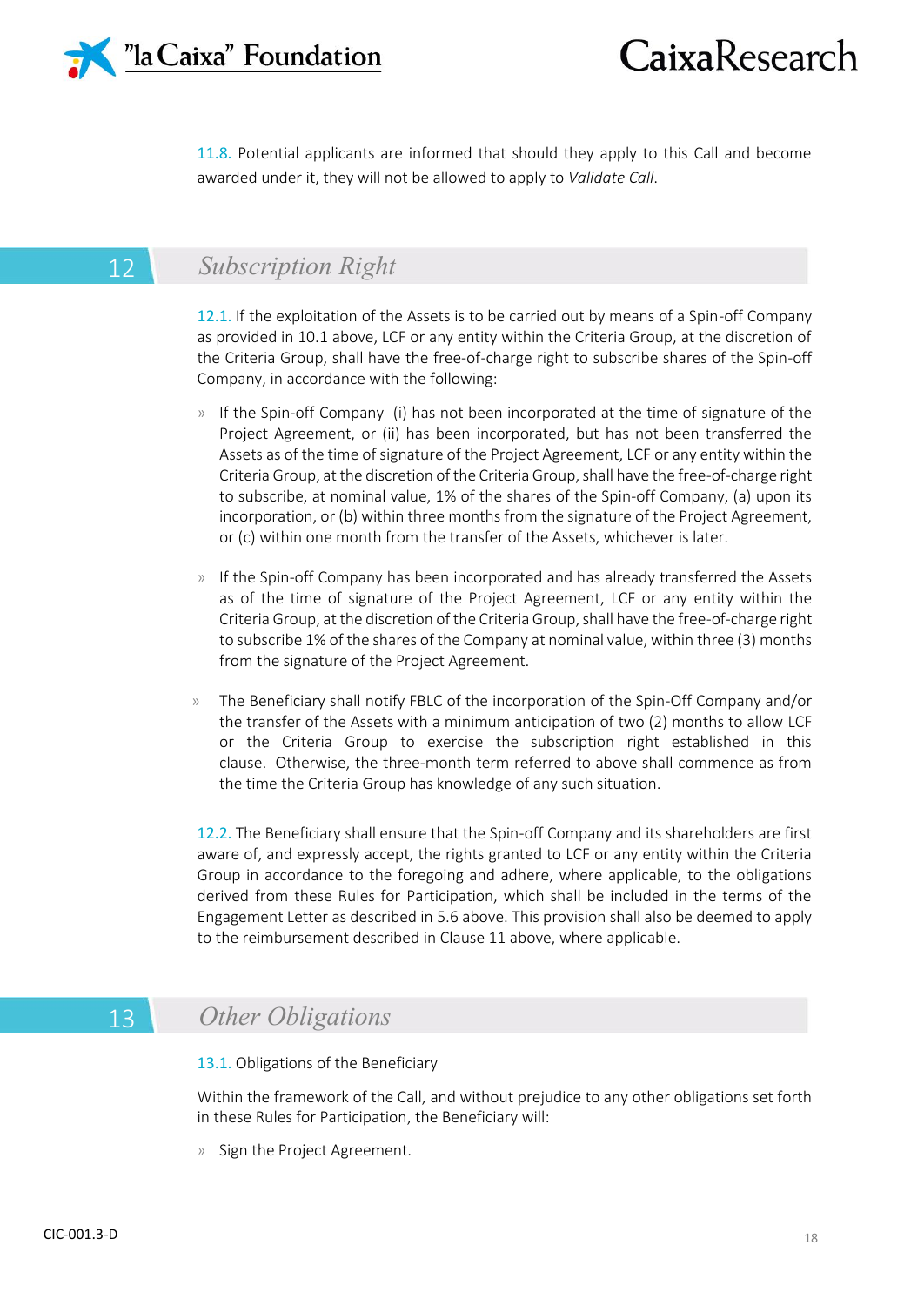11.8. Potential applicants are informed that should they apply to this Call and become awarded under it, they will not be allowed to apply to *Validate Call*.

## 12 Subscription Right

12.1. If the exploitation of the Assets is to be carried out by means of a Spin-off Company as provided in 10.1 above, LCF or any entity within the Criteria Group, at the discretion of the Criteria Group, shall have the free-of-charge right to subscribe shares of the Spin-off Company, in accordance with the following:

- If the Spin-off Company (i) has not been incorporated at the time of signature of the Project Agreement, or (ii) has been incorporated, but has not been transferred the Assets as of the time of signature of the Project Agreement, LCF or any entity within the Criteria Group, at the discretion of the Criteria Group, shall have the free-of-charge right to subscribe, at nominal value, 1% of the shares of the Spin-off Company, (a) upon its incorporation, or (b) within three months from the signature of the Project Agreement, or (c) within one month from the transfer of the Assets, whichever is later.

- If the Spin-off Company has been incorporated and has already transferred the Assets as of the time of signature of the Project Agreement, LCF or any entity within the Criteria Group, at the discretion of the Criteria Group, shall have the free-of-charge right to subscribe 1% of the shares of the Company at nominal value, within three (3) months from the signature of the Project Agreement.

- The Beneficiary shall notify FBLC of the incorporation of the Spin-Off Company and/or the transfer of the Assets with a minimum anticipation of two (2) months to allow LCF or the Criteria Group to exercise the subscription right established in this clause. Otherwise, the three-month term referred to above shall commence as from the time the Criteria Group has knowledge of any such situation.

12.2. The Beneficiary shall ensure that the Spin-off Company and its shareholders are first aware of, and expressly accept, the rights granted to LCF or any entity within the Criteria Group in accordance to the foregoing and adhere, where applicable, to the obligations derived from these Rules for Participation, which shall be included in the terms of the Engagement Letter as described in 5.6 above. This provision shall also be deemed to apply to the reimbursement described in Clause 11 above, where applicable.

## 13 Other Obligations

13.1. Obligations of the Beneficiary

Within the framework of the Call, and without prejudice to any other obligations set forth in these Rules for Participation, the Beneficiary will:

- Sign the Project Agreement.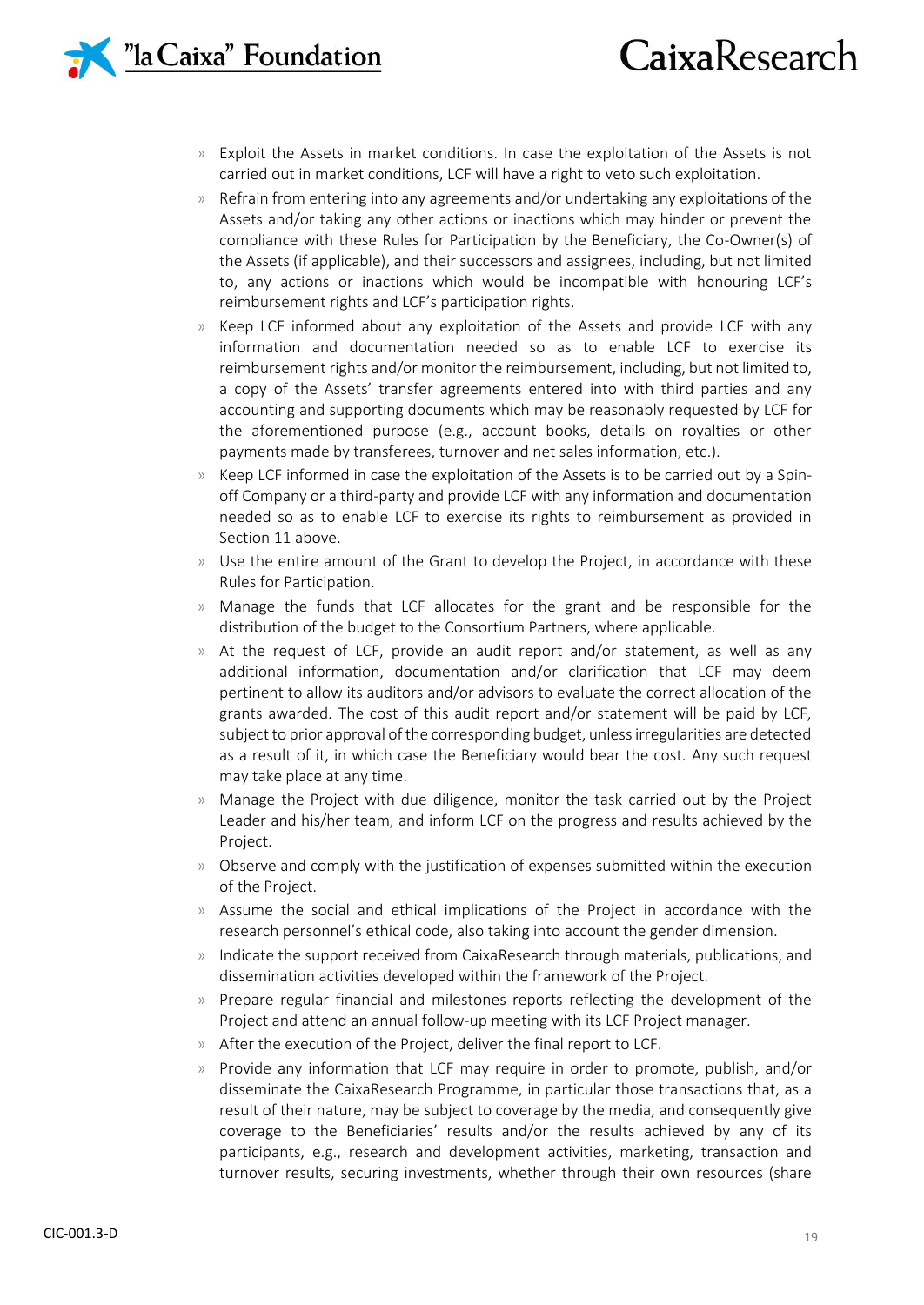- Exploit the Assets in market conditions. In case the exploitation of the Assets is not carried out in market conditions, LCF will have a right to veto such exploitation.
- Refrain from entering into any agreements and/or undertaking any exploitations of the Assets and/or taking any other actions or inactions which may hinder or prevent the compliance with these Rules for Participation by the Beneficiary, the Co-Owner(s) of the Assets (if applicable), and their successors and assignees, including, but not limited to, any actions or inactions which would be incompatible with honouring LCF's reimbursement rights and LCF's participation rights.
- Keep LCF informed about any exploitation of the Assets and provide LCF with any information and documentation needed so as to enable LCF to exercise its reimbursement rights and/or monitor the reimbursement, including, but not limited to, a copy of the Assets' transfer agreements entered into with third parties and any accounting and supporting documents which may be reasonably requested by LCF for the aforementioned purpose (e.g., account books, details on royalties or other payments made by transferees, turnover and net sales information, etc.).
- Keep LCF informed in case the exploitation of the Assets is to be carried out by a Spin-off Company or a third-party and provide LCF with any information and documentation needed so as to enable LCF to exercise its rights to reimbursement as provided in Section 11 above.
- Use the entire amount of the Grant to develop the Project, in accordance with these Rules for Participation.
- Manage the funds that LCF allocates for the grant and be responsible for the distribution of the budget to the Consortium Partners, where applicable.
- At the request of LCF, provide an audit report and/or statement, as well as any additional information, documentation and/or clarification that LCF may deem pertinent to allow its auditors and/or advisors to evaluate the correct allocation of the grants awarded. The cost of this audit report and/or statement will be paid by LCF, subject to prior approval of the corresponding budget, unless irregularities are detected as a result of it, in which case the Beneficiary would bear the cost. Any such request may take place at any time.
- Manage the Project with due diligence, monitor the task carried out by the Project Leader and his/her team, and inform LCF on the progress and results achieved by the Project.
- Observe and comply with the justification of expenses submitted within the execution of the Project.
- Assume the social and ethical implications of the Project in accordance with the research personnel's ethical code, also taking into account the gender dimension.
- Indicate the support received from CaixaResearch through materials, publications, and dissemination activities developed within the framework of the Project.
- Prepare regular financial and milestones reports reflecting the development of the Project and attend an annual follow-up meeting with its LCF Project manager.
- After the execution of the Project, deliver the final report to LCF.
- Provide any information that LCF may require in order to promote, publish, and/or disseminate the CaixaResearch Programme, in particular those transactions that, as a result of their nature, may be subject to coverage by the media, and consequently give coverage to the Beneficiaries' results and/or the results achieved by any of its participants, e.g., research and development activities, marketing, transaction and turnover results, securing investments, whether through their own resources (share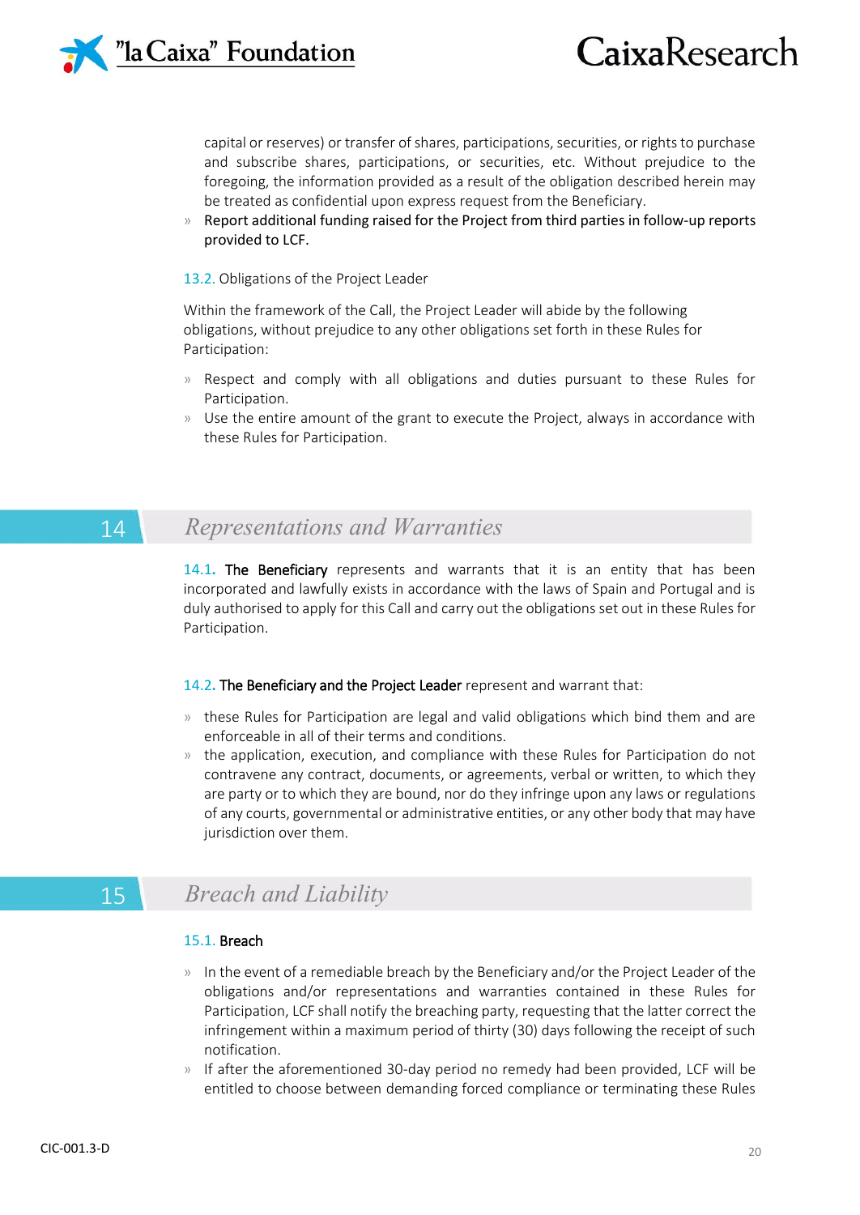capital or reserves) or transfer of shares, participations, securities, or rights to purchase and subscribe shares, participations, or securities, etc. Without prejudice to the foregoing, the information provided as a result of the obligation described herein may be treated as confidential upon express request from the Beneficiary.

- Report additional funding raised for the Project from third parties in follow-up reports provided to LCF.

### 13.2. Obligations of the Project Leader

Within the framework of the Call, the Project Leader will abide by the following obligations, without prejudice to any other obligations set forth in these Rules for Participation:

- Respect and comply with all obligations and duties pursuant to these Rules for Participation.
- Use the entire amount of the grant to execute the Project, always in accordance with these Rules for Participation.

## 14 *Representations and Warranties*

14.1. The Beneficiary represents and warrants that it is an entity that has been incorporated and lawfully exists in accordance with the laws of Spain and Portugal and is duly authorised to apply for this Call and carry out the obligations set out in these Rules for Participation.

14.2. The Beneficiary and the Project Leader represent and warrant that:

- these Rules for Participation are legal and valid obligations which bind them and are enforceable in all of their terms and conditions.
- the application, execution, and compliance with these Rules for Participation do not contravene any contract, documents, or agreements, verbal or written, to which they are party or to which they are bound, nor do they infringe upon any laws or regulations of any courts, governmental or administrative entities, or any other body that may have jurisdiction over them.

## 15 *Breach and Liability*

### 15.1. Breach

- In the event of a remediable breach by the Beneficiary and/or the Project Leader of the obligations and/or representations and warranties contained in these Rules for Participation, LCF shall notify the breaching party, requesting that the latter correct the infringement within a maximum period of thirty (30) days following the receipt of such notification.
- If after the aforementioned 30-day period no remedy had been provided, LCF will be entitled to choose between demanding forced compliance or terminating these Rules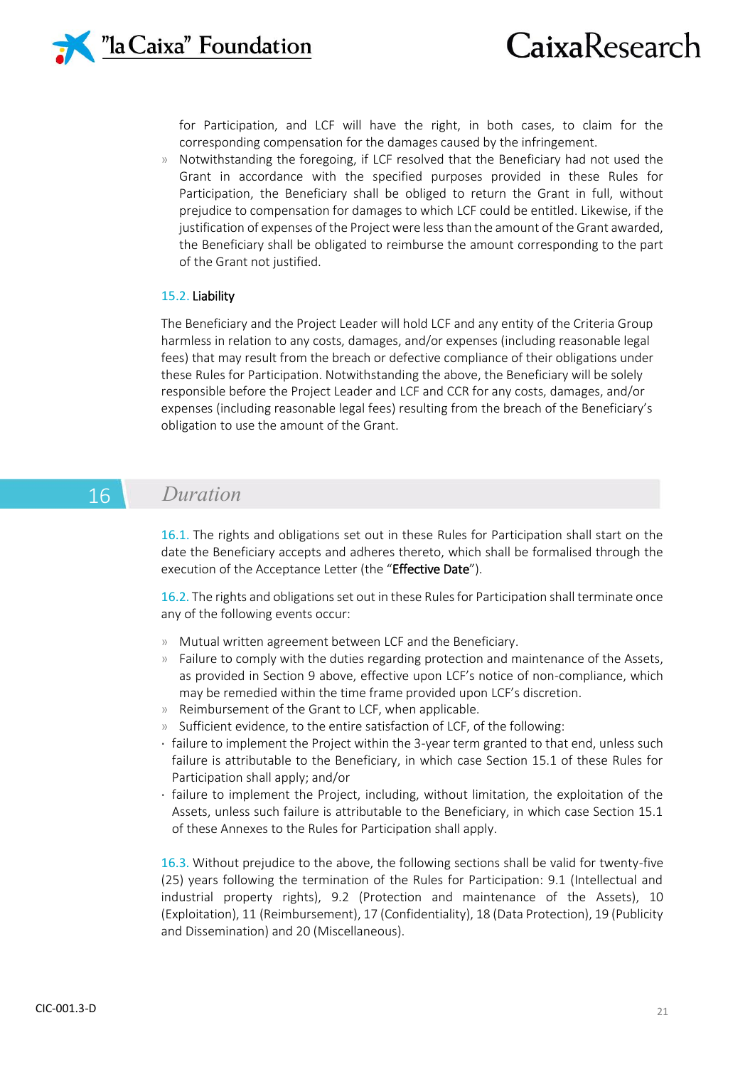for Participation, and LCF will have the right, in both cases, to claim for the corresponding compensation for the damages caused by the infringement.

- Notwithstanding the foregoing, if LCF resolved that the Beneficiary had not used the Grant in accordance with the specified purposes provided in these Rules for Participation, the Beneficiary shall be obliged to return the Grant in full, without prejudice to compensation for damages to which LCF could be entitled. Likewise, if the justification of expenses of the Project were less than the amount of the Grant awarded, the Beneficiary shall be obligated to reimburse the amount corresponding to the part of the Grant not justified.

### 15.2. Liability

The Beneficiary and the Project Leader will hold LCF and any entity of the Criteria Group harmless in relation to any costs, damages, and/or expenses (including reasonable legal fees) that may result from the breach or defective compliance of their obligations under these Rules for Participation. Notwithstanding the above, the Beneficiary will be solely responsible before the Project Leader and LCF and CCR for any costs, damages, and/or expenses (including reasonable legal fees) resulting from the breach of the Beneficiary's obligation to use the amount of the Grant.

## 16 *Duration*

16.1. The rights and obligations set out in these Rules for Participation shall start on the date the Beneficiary accepts and adheres thereto, which shall be formalised through the execution of the Acceptance Letter (the "**Effective Date**").

16.2. The rights and obligations set out in these Rules for Participation shall terminate once any of the following events occur:

- Mutual written agreement between LCF and the Beneficiary.
- Failure to comply with the duties regarding protection and maintenance of the Assets, as provided in Section 9 above, effective upon LCF's notice of non-compliance, which may be remedied within the time frame provided upon LCF's discretion.
- Reimbursement of the Grant to LCF, when applicable.
- Sufficient evidence, to the entire satisfaction of LCF, of the following:
  - failure to implement the Project within the 3-year term granted to that end, unless such failure is attributable to the Beneficiary, in which case Section 15.1 of these Rules for Participation shall apply; and/or
  - failure to implement the Project, including, without limitation, the exploitation of the Assets, unless such failure is attributable to the Beneficiary, in which case Section 15.1 of these Annexes to the Rules for Participation shall apply.

16.3. Without prejudice to the above, the following sections shall be valid for twenty-five (25) years following the termination of the Rules for Participation: 9.1 (Intellectual and industrial property rights), 9.2 (Protection and maintenance of the Assets), 10 (Exploitation), 11 (Reimbursement), 17 (Confidentiality), 18 (Data Protection), 19 (Publicity and Dissemination) and 20 (Miscellaneous).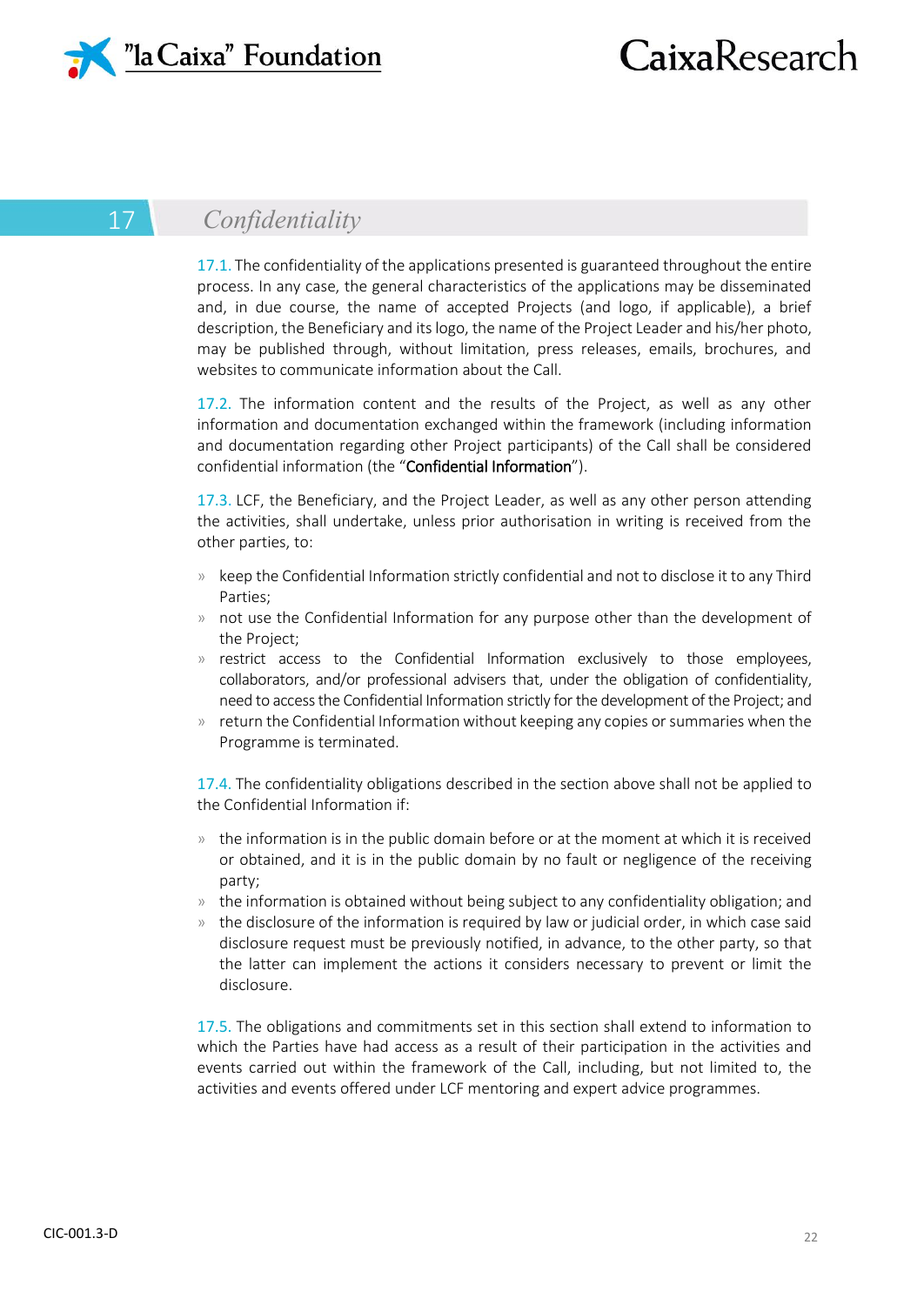## 17 *Confidentiality*

17.1. The confidentiality of the applications presented is guaranteed throughout the entire process. In any case, the general characteristics of the applications may be disseminated and, in due course, the name of accepted Projects (and logo, if applicable), a brief description, the Beneficiary and its logo, the name of the Project Leader and his/her photo, may be published through, without limitation, press releases, emails, brochures, and websites to communicate information about the Call.

17.2. The information content and the results of the Project, as well as any other information and documentation exchanged within the framework (including information and documentation regarding other Project participants) of the Call shall be considered confidential information (the "**Confidential Information**").

17.3. LCF, the Beneficiary, and the Project Leader, as well as any other person attending the activities, shall undertake, unless prior authorisation in writing is received from the other parties, to:

- keep the Confidential Information strictly confidential and not to disclose it to any Third Parties;
- not use the Confidential Information for any purpose other than the development of the Project;
- restrict access to the Confidential Information exclusively to those employees, collaborators, and/or professional advisers that, under the obligation of confidentiality, need to access the Confidential Information strictly for the development of the Project; and
- return the Confidential Information without keeping any copies or summaries when the Programme is terminated.

17.4. The confidentiality obligations described in the section above shall not be applied to the Confidential Information if:

- the information is in the public domain before or at the moment at which it is received or obtained, and it is in the public domain by no fault or negligence of the receiving party;
- the information is obtained without being subject to any confidentiality obligation; and
- the disclosure of the information is required by law or judicial order, in which case said disclosure request must be previously notified, in advance, to the other party, so that the latter can implement the actions it considers necessary to prevent or limit the disclosure.

17.5. The obligations and commitments set in this section shall extend to information to which the Parties have had access as a result of their participation in the activities and events carried out within the framework of the Call, including, but not limited to, the activities and events offered under LCF mentoring and expert advice programmes.

CIC-001.3-D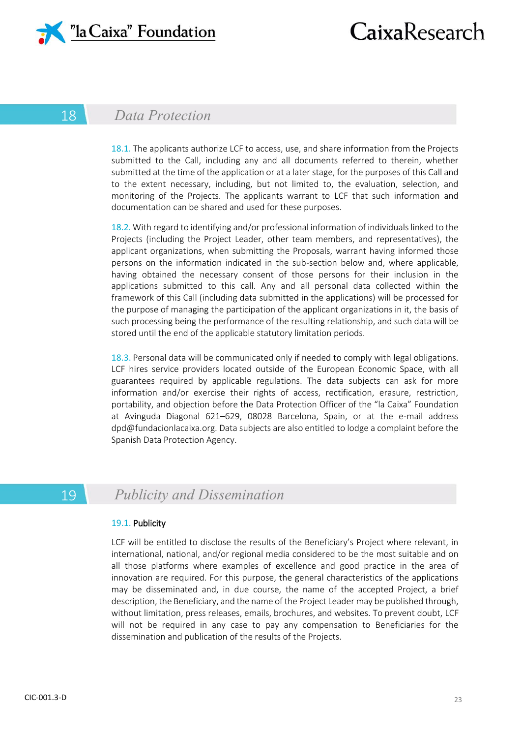## 18 *Data Protection*

18.1. The applicants authorize LCF to access, use, and share information from the Projects submitted to the Call, including any and all documents referred to therein, whether submitted at the time of the application or at a later stage, for the purposes of this Call and to the extent necessary, including, but not limited to, the evaluation, selection, and monitoring of the Projects. The applicants warrant to LCF that such information and documentation can be shared and used for these purposes.

18.2. With regard to identifying and/or professional information of individuals linked to the Projects (including the Project Leader, other team members, and representatives), the applicant organizations, when submitting the Proposals, warrant having informed those persons on the information indicated in the sub-section below and, where applicable, having obtained the necessary consent of those persons for their inclusion in the applications submitted to this call. Any and all personal data collected within the framework of this Call (including data submitted in the applications) will be processed for the purpose of managing the participation of the applicant organizations in it, the basis of such processing being the performance of the resulting relationship, and such data will be stored until the end of the applicable statutory limitation periods.

18.3. Personal data will be communicated only if needed to comply with legal obligations. LCF hires service providers located outside of the European Economic Space, with all guarantees required by applicable regulations. The data subjects can ask for more information and/or exercise their rights of access, rectification, erasure, restriction, portability, and objection before the Data Protection Officer of the "la Caixa" Foundation at Avinguda Diagonal 621–629, 08028 Barcelona, Spain, or at the e-mail address dpd@fundacionlacaixa.org. Data subjects are also entitled to lodge a complaint before the Spanish Data Protection Agency.

## 19 *Publicity and Dissemination*

### 19.1. Publicity

LCF will be entitled to disclose the results of the Beneficiary's Project where relevant, in international, national, and/or regional media considered to be the most suitable and on all those platforms where examples of excellence and good practice in the area of innovation are required. For this purpose, the general characteristics of the applications may be disseminated and, in due course, the name of the accepted Project, a brief description, the Beneficiary, and the name of the Project Leader may be published through, without limitation, press releases, emails, brochures, and websites. To prevent doubt, LCF will not be required in any case to pay any compensation to Beneficiaries for the dissemination and publication of the results of the Projects.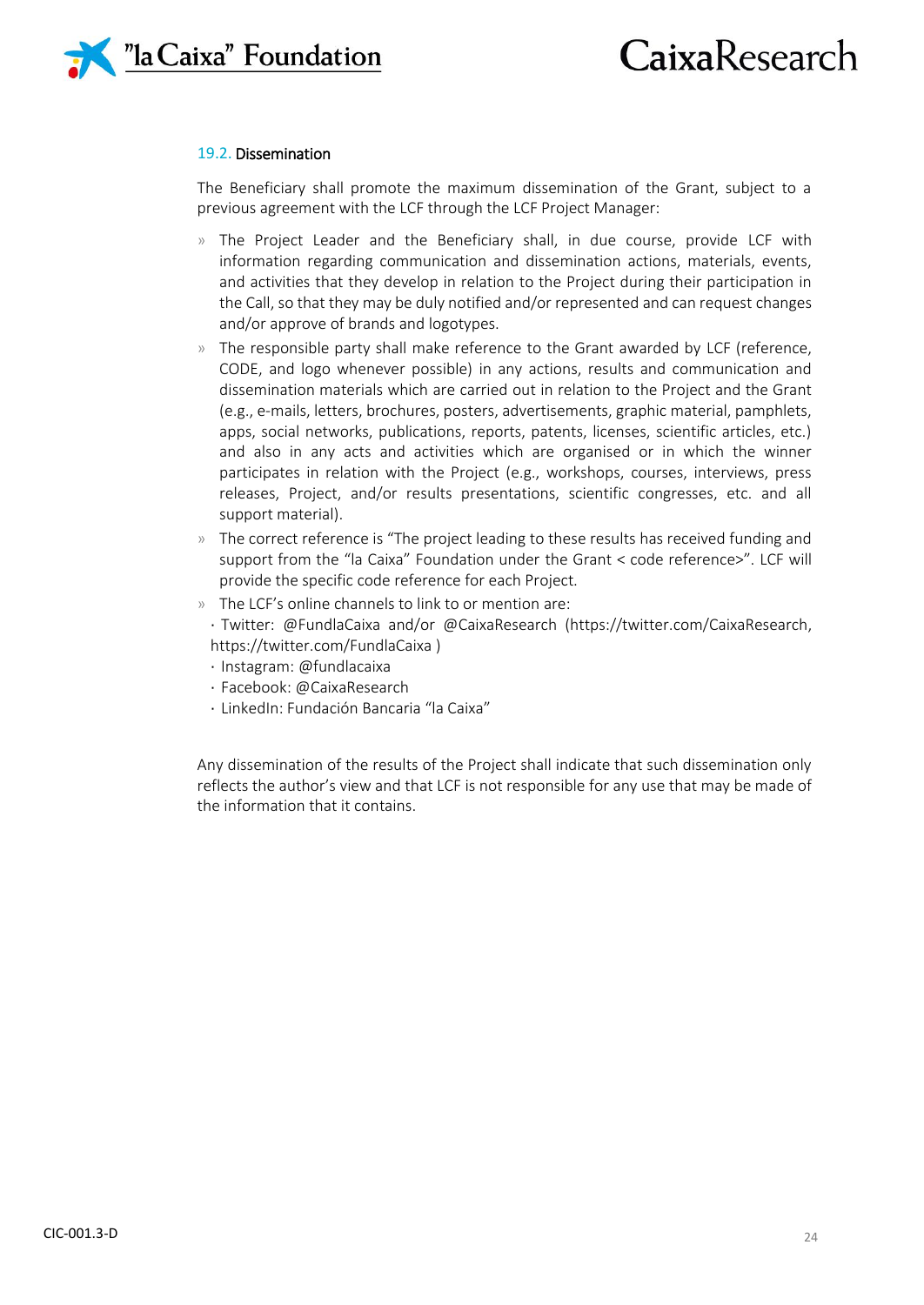### 19.2. Dissemination

The Beneficiary shall promote the maximum dissemination of the Grant, subject to a previous agreement with the LCF through the LCF Project Manager:

- The Project Leader and the Beneficiary shall, in due course, provide LCF with information regarding communication and dissemination actions, materials, events, and activities that they develop in relation to the Project during their participation in the Call, so that they may be duly notified and/or represented and can request changes and/or approve of brands and logotypes.
- The responsible party shall make reference to the Grant awarded by LCF (reference, CODE, and logo whenever possible) in any actions, results and communication and dissemination materials which are carried out in relation to the Project and the Grant (e.g., e-mails, letters, brochures, posters, advertisements, graphic material, pamphlets, apps, social networks, publications, reports, patents, licenses, scientific articles, etc.) and also in any acts and activities which are organised or in which the winner participates in relation with the Project (e.g., workshops, courses, interviews, press releases, Project, and/or results presentations, scientific congresses, etc. and all support material).
- The correct reference is "The project leading to these results has received funding and support from the "la Caixa" Foundation under the Grant < code reference>". LCF will provide the specific code reference for each Project.
- The LCF's online channels to link to or mention are:
  - Twitter: @FundlaCaixa and/or @CaixaResearch (https://twitter.com/CaixaResearch, https://twitter.com/FundlaCaixa )
  - Instagram: @fundlacaixa
  - Facebook: @CaixaResearch
  - LinkedIn: Fundación Bancaria "la Caixa"

Any dissemination of the results of the Project shall indicate that such dissemination only reflects the author's view and that LCF is not responsible for any use that may be made of the information that it contains.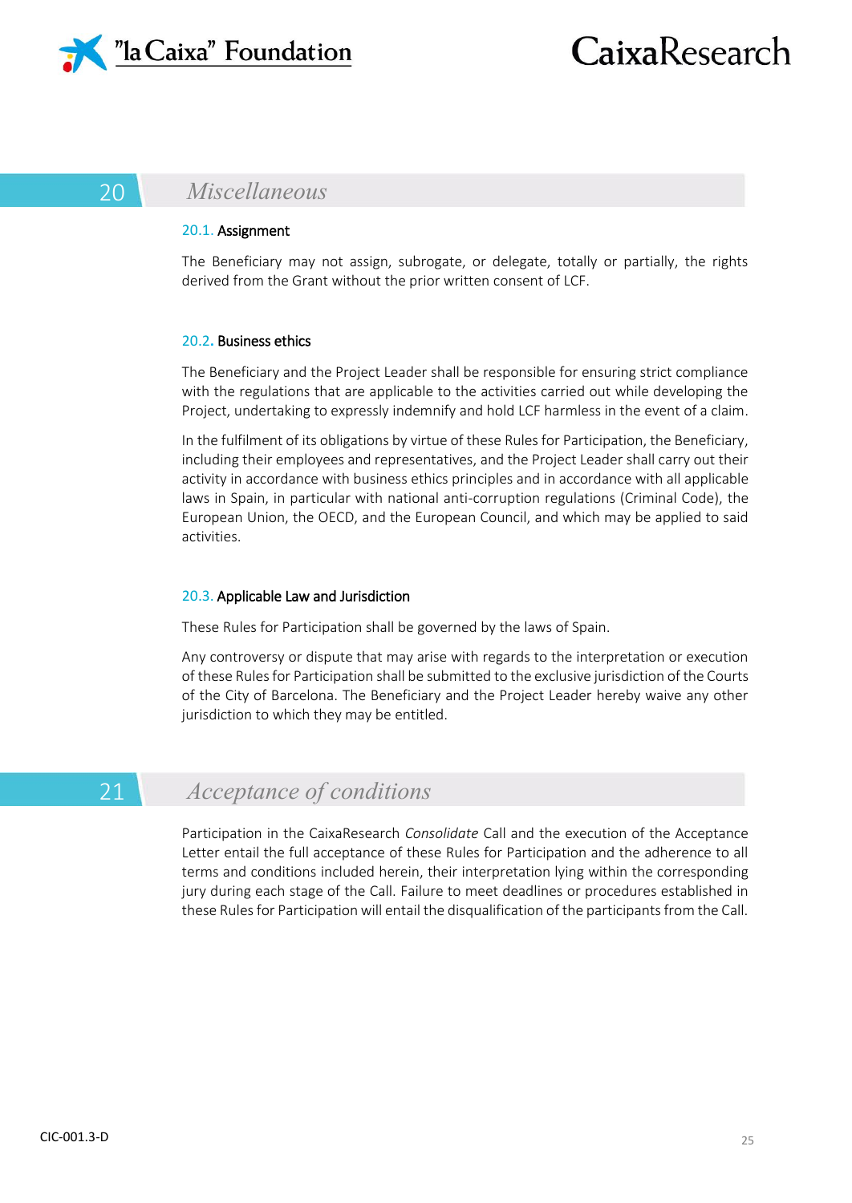## 20 Miscellaneous

### 20.1. Assignment

The Beneficiary may not assign, subrogate, or delegate, totally or partially, the rights derived from the Grant without the prior written consent of LCF.

### 20.2. Business ethics

The Beneficiary and the Project Leader shall be responsible for ensuring strict compliance with the regulations that are applicable to the activities carried out while developing the Project, undertaking to expressly indemnify and hold LCF harmless in the event of a claim.

In the fulfilment of its obligations by virtue of these Rules for Participation, the Beneficiary, including their employees and representatives, and the Project Leader shall carry out their activity in accordance with business ethics principles and in accordance with all applicable laws in Spain, in particular with national anti-corruption regulations (Criminal Code), the European Union, the OECD, and the European Council, and which may be applied to said activities.

### 20.3. Applicable Law and Jurisdiction

These Rules for Participation shall be governed by the laws of Spain.

Any controversy or dispute that may arise with regards to the interpretation or execution of these Rules for Participation shall be submitted to the exclusive jurisdiction of the Courts of the City of Barcelona. The Beneficiary and the Project Leader hereby waive any other jurisdiction to which they may be entitled.

## 21 Acceptance of conditions

Participation in the CaixaResearch *Consolidate* Call and the execution of the Acceptance Letter entail the full acceptance of these Rules for Participation and the adherence to all terms and conditions included herein, their interpretation lying within the corresponding jury during each stage of the Call. Failure to meet deadlines or procedures established in these Rules for Participation will entail the disqualification of the participants from the Call.

CIC-001.3-D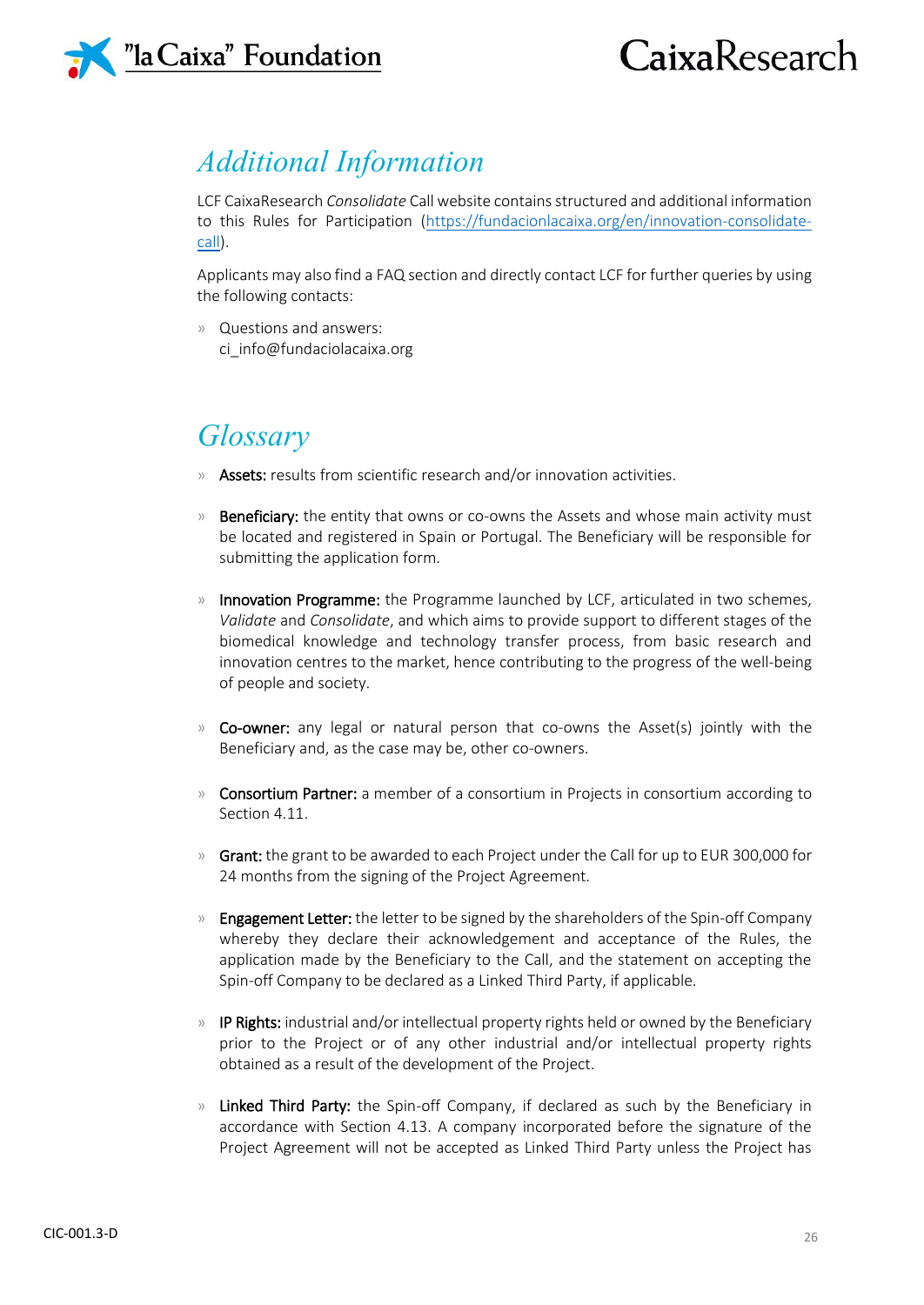## *Additional Information*

LCF CaixaResearch *Consolidate* Call website contains structured and additional information to this Rules for Participation (https://fundacionlacaixa.org/en/innovation-consolidate-call).

Applicants may also find a FAQ section and directly contact LCF for further queries by using the following contacts:

- Questions and answers:
  ci_info@fundaciolacaixa.org

## *Glossary*

- **Assets:** results from scientific research and/or innovation activities.

- **Beneficiary:** the entity that owns or co-owns the Assets and whose main activity must be located and registered in Spain or Portugal. The Beneficiary will be responsible for submitting the application form.

- **Innovation Programme:** the Programme launched by LCF, articulated in two schemes, *Validate* and *Consolidate*, and which aims to provide support to different stages of the biomedical knowledge and technology transfer process, from basic research and innovation centres to the market, hence contributing to the progress of the well-being of people and society.

- **Co-owner:** any legal or natural person that co-owns the Asset(s) jointly with the Beneficiary and, as the case may be, other co-owners.

- **Consortium Partner:** a member of a consortium in Projects in consortium according to Section 4.11.

- **Grant:** the grant to be awarded to each Project under the Call for up to EUR 300,000 for 24 months from the signing of the Project Agreement.

- **Engagement Letter:** the letter to be signed by the shareholders of the Spin-off Company whereby they declare their acknowledgement and acceptance of the Rules, the application made by the Beneficiary to the Call, and the statement on accepting the Spin-off Company to be declared as a Linked Third Party, if applicable.

- **IP Rights:** industrial and/or intellectual property rights held or owned by the Beneficiary prior to the Project or of any other industrial and/or intellectual property rights obtained as a result of the development of the Project.

- **Linked Third Party:** the Spin-off Company, if declared as such by the Beneficiary in accordance with Section 4.13. A company incorporated before the signature of the Project Agreement will not be accepted as Linked Third Party unless the Project has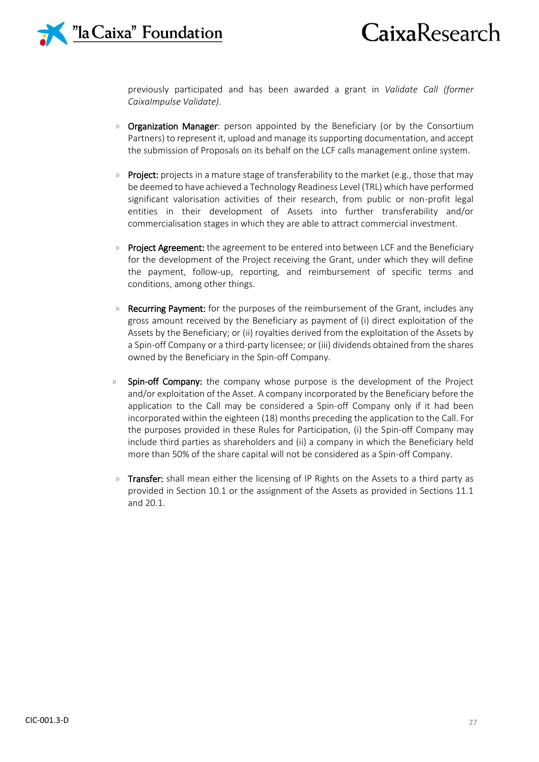previously participated and has been awarded a grant in *Validate Call (former CaixaImpulse Validate)*.

- **Organization Manager**: person appointed by the Beneficiary (or by the Consortium Partners) to represent it, upload and manage its supporting documentation, and accept the submission of Proposals on its behalf on the LCF calls management online system.

- **Project:** projects in a mature stage of transferability to the market (e.g., those that may be deemed to have achieved a Technology Readiness Level (TRL) which have performed significant valorisation activities of their research, from public or non-profit legal entities in their development of Assets into further transferability and/or commercialisation stages in which they are able to attract commercial investment.

- **Project Agreement:** the agreement to be entered into between LCF and the Beneficiary for the development of the Project receiving the Grant, under which they will define the payment, follow-up, reporting, and reimbursement of specific terms and conditions, among other things.

- **Recurring Payment:** for the purposes of the reimbursement of the Grant, includes any gross amount received by the Beneficiary as payment of (i) direct exploitation of the Assets by the Beneficiary; or (ii) royalties derived from the exploitation of the Assets by a Spin-off Company or a third-party licensee; or (iii) dividends obtained from the shares owned by the Beneficiary in the Spin-off Company.

- **Spin-off Company:** the company whose purpose is the development of the Project and/or exploitation of the Asset. A company incorporated by the Beneficiary before the application to the Call may be considered a Spin-off Company only if it had been incorporated within the eighteen (18) months preceding the application to the Call. For the purposes provided in these Rules for Participation, (i) the Spin-off Company may include third parties as shareholders and (ii) a company in which the Beneficiary held more than 50% of the share capital will not be considered as a Spin-off Company.

- **Transfer:** shall mean either the licensing of IP Rights on the Assets to a third party as provided in Section 10.1 or the assignment of the Assets as provided in Sections 11.1 and 20.1.